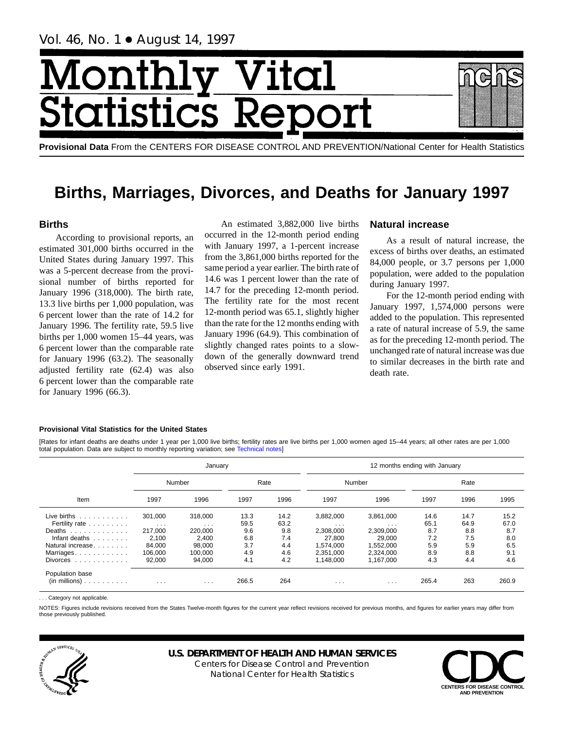Vol. 46, No. 1 • August 14, 1997

# Monthly Vital Statistics Report

**Provisional Data** From the CENTERS FOR DISEASE CONTROL AND PREVENTION/National Center for Health Statistics

# Births, Marriages, Divorces, and Deaths for January 1997

## Births

According to provisional reports, an estimated 301,000 births occurred in the United States during January 1997. This was a 5-percent decrease from the provisional number of births reported for January 1996 (318,000). The birth rate, 13.3 live births per 1,000 population, was 6 percent lower than the rate of 14.2 for January 1996. The fertility rate, 59.5 live births per 1,000 women 15–44 years, was 6 percent lower than the comparable rate for January 1996 (63.2). The seasonally adjusted fertility rate (62.4) was also 6 percent lower than the comparable rate for January 1996 (66.3).

An estimated 3,882,000 live births occurred in the 12-month period ending with January 1997, a 1-percent increase from the 3,861,000 births reported for the same period a year earlier. The birth rate of 14.6 was 1 percent lower than the rate of 14.7 for the preceding 12-month period. The fertility rate for the most recent 12-month period was 65.1, slightly higher than the rate for the 12 months ending with January 1996 (64.9). This combination of slightly changed rates points to a slowdown of the generally downward trend observed since early 1991.

## Natural increase

As a result of natural increase, the excess of births over deaths, an estimated 84,000 people, or 3.7 persons per 1,000 population, were added to the population during January 1997.

For the 12-month period ending with January 1997, 1,574,000 persons were added to the population. This represented a rate of natural increase of 5.9, the same as for the preceding 12-month period. The unchanged rate of natural increase was due to similar decreases in the birth rate and death rate.

**Provisional Vital Statistics for the United States**

[Rates for infant deaths are deaths under 1 year per 1,000 live births; fertility rates are live births per 1,000 women aged 15–44 years; all other rates are per 1,000 total population. Data are subject to monthly reporting variation; see Technical notes]

| Item | January | | | | 12 months ending with January | | | | |
|---|---|---|---|---|---|---|---|---|---|
| | Number | | Rate | | Number | | Rate | | |
| | 1997 | 1996 | 1997 | 1996 | 1997 | 1996 | 1997 | 1996 | 1995 |
| Live births | 301,000 | 318,000 | 13.3 | 14.2 | 3,882,000 | 3,861,000 | 14.6 | 14.7 | 15.2 |
| Fertility rate | . . . | . . . | 59.5 | 63.2 | . . . | . . . | 65.1 | 64.9 | 67.0 |
| Deaths | 217,000 | 220,000 | 9.6 | 9.8 | 2,308,000 | 2,309,000 | 8.7 | 8.8 | 8.7 |
| Infant deaths | 2,100 | 2,400 | 6.8 | 7.4 | 27,800 | 29,000 | 7.2 | 7.5 | 8.0 |
| Natural increase | 84,000 | 98,000 | 3.7 | 4.4 | 1,574,000 | 1,552,000 | 5.9 | 5.9 | 6.5 |
| Marriages | 106,000 | 100,000 | 4.9 | 4.6 | 2,351,000 | 2,324,000 | 8.9 | 8.8 | 9.1 |
| Divorces | 92,000 | 94,000 | 4.1 | 4.2 | 1,148,000 | 1,167,000 | 4.3 | 4.4 | 4.6 |
| Population base (in millions) | . . . | . . . | 266.5 | 264 | . . . | . . . | 265.4 | 263 | 260.9 |

. . . Category not applicable.

NOTES: Figures include revisions received from the States Twelve-month figures for the current year reflect revisions received for previous months, and figures for earlier years may differ from those previously published.

**U.S. DEPARTMENT OF HEALTH AND HUMAN SERVICES**
Centers for Disease Control and Prevention
National Center for Health Statistics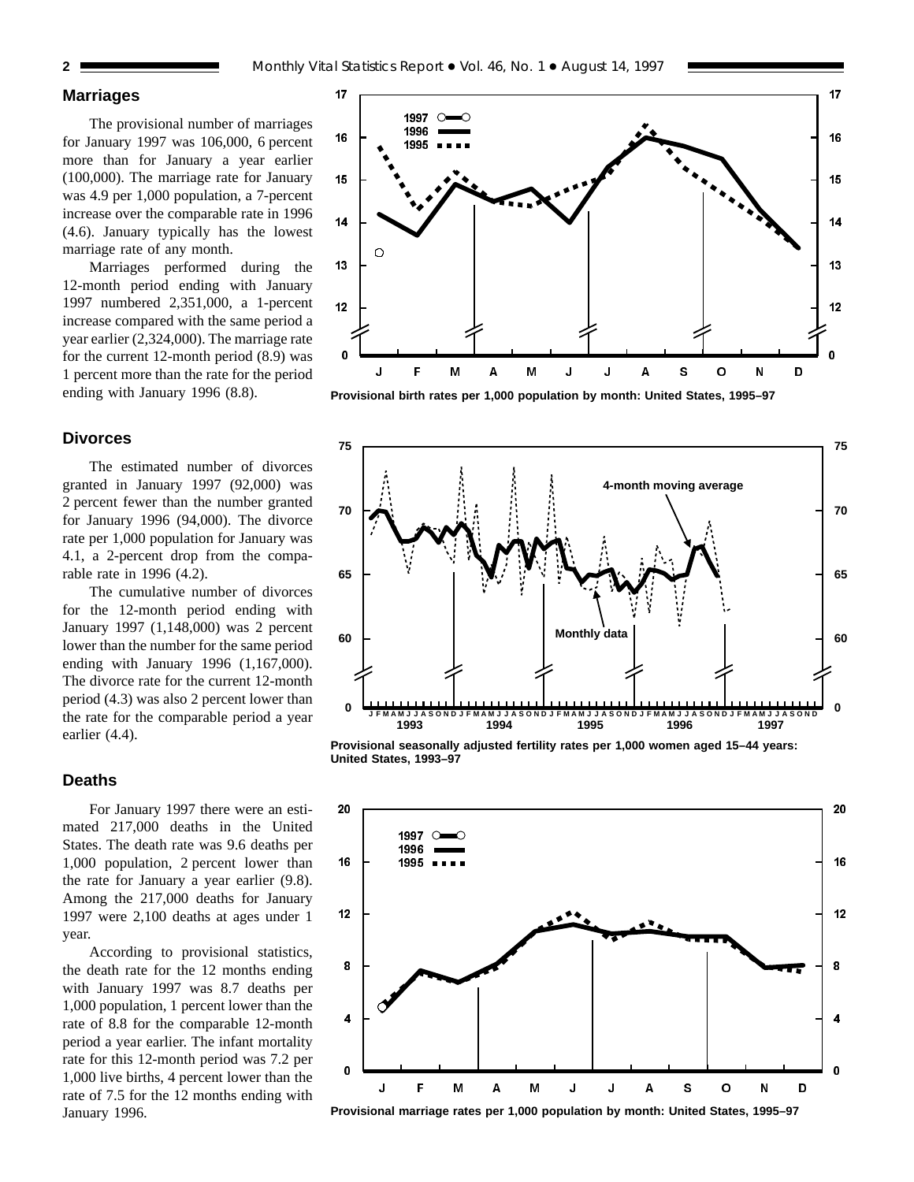## Marriages

The provisional number of marriages for January 1997 was 106,000, 6 percent more than for January a year earlier (100,000). The marriage rate for January was 4.9 per 1,000 population, a 7-percent increase over the comparable rate in 1996 (4.6). January typically has the lowest marriage rate of any month.

Marriages performed during the 12-month period ending with January 1997 numbered 2,351,000, a 1-percent increase compared with the same period a year earlier (2,324,000). The marriage rate for the current 12-month period (8.9) was 1 percent more than the rate for the period ending with January 1996 (8.8).

## Divorces

The estimated number of divorces granted in January 1997 (92,000) was 2 percent fewer than the number granted for January 1996 (94,000). The divorce rate per 1,000 population for January was 4.1, a 2-percent drop from the comparable rate in 1996 (4.2).

The cumulative number of divorces for the 12-month period ending with January 1997 (1,148,000) was 2 percent lower than the number for the same period ending with January 1996 (1,167,000). The divorce rate for the current 12-month period (4.3) was also 2 percent lower than the rate for the comparable period a year earlier (4.4).

## Deaths

For January 1997 there were an estimated 217,000 deaths in the United States. The death rate was 9.6 deaths per 1,000 population, 2 percent lower than the rate for January a year earlier (9.8). Among the 217,000 deaths for January 1997 were 2,100 deaths at ages under 1 year.

According to provisional statistics, the death rate for the 12 months ending with January 1997 was 8.7 deaths per 1,000 population, 1 percent lower than the rate of 8.8 for the comparable 12-month period a year earlier. The infant mortality rate for this 12-month period was 7.2 per 1,000 live births, 4 percent lower than the rate of 7.5 for the 12 months ending with January 1996.

Provisional birth rates per 1,000 population by month: United States, 1995–97

Provisional seasonally adjusted fertility rates per 1,000 women aged 15–44 years: United States, 1993–97

Provisional marriage rates per 1,000 population by month: United States, 1995–97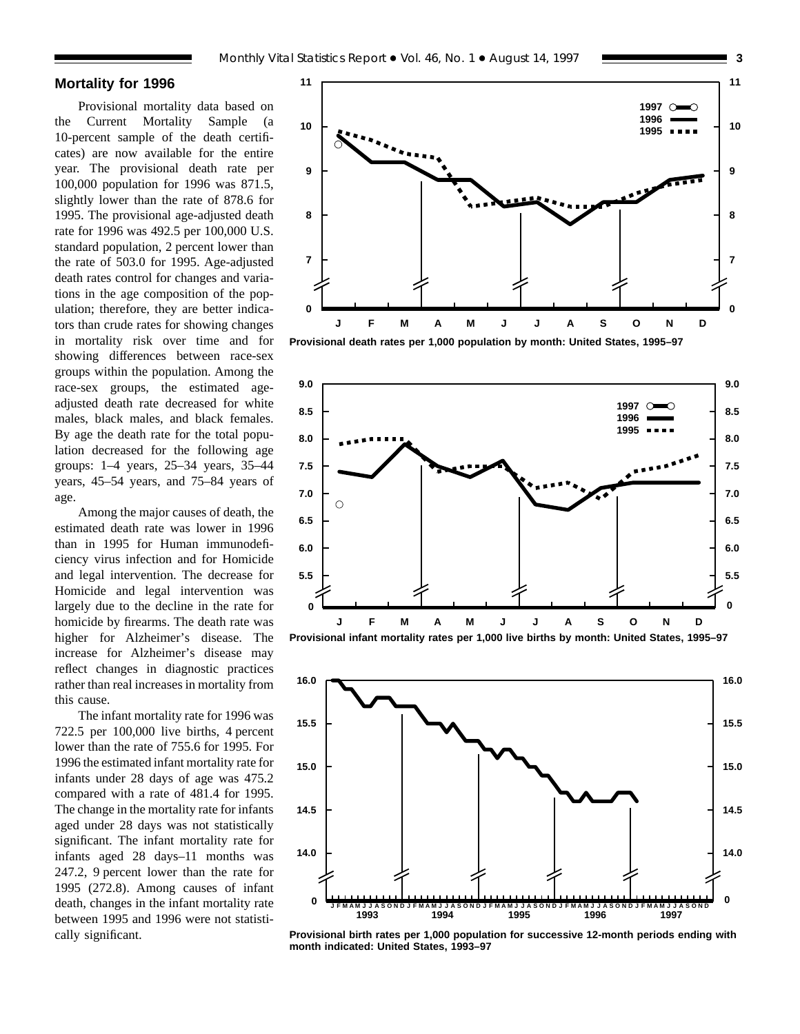## Mortality for 1996

Provisional mortality data based on the Current Mortality Sample (a 10-percent sample of the death certificates) are now available for the entire year. The provisional death rate per 100,000 population for 1996 was 871.5, slightly lower than the rate of 878.6 for 1995. The provisional age-adjusted death rate for 1996 was 492.5 per 100,000 U.S. standard population, 2 percent lower than the rate of 503.0 for 1995. Age-adjusted death rates control for changes and variations in the age composition of the population; therefore, they are better indicators than crude rates for showing changes in mortality risk over time and for showing differences between race-sex groups within the population. Among the race-sex groups, the estimated age-adjusted death rate decreased for white males, black males, and black females. By age the death rate for the total population decreased for the following age groups: 1–4 years, 25–34 years, 35–44 years, 45–54 years, and 75–84 years of age.

Among the major causes of death, the estimated death rate was lower in 1996 than in 1995 for Human immunodeficiency virus infection and for Homicide and legal intervention. The decrease for Homicide and legal intervention was largely due to the decline in the rate for homicide by firearms. The death rate was higher for Alzheimer's disease. The increase for Alzheimer's disease may reflect changes in diagnostic practices rather than real increases in mortality from this cause.

The infant mortality rate for 1996 was 722.5 per 100,000 live births, 4 percent lower than the rate of 755.6 for 1995. For 1996 the estimated infant mortality rate for infants under 28 days of age was 475.2 compared with a rate of 481.4 for 1995. The change in the mortality rate for infants aged under 28 days was not statistically significant. The infant mortality rate for infants aged 28 days–11 months was 247.2, 9 percent lower than the rate for 1995 (272.8). Among causes of infant death, changes in the infant mortality rate between 1995 and 1996 were not statistically significant.

**Provisional death rates per 1,000 population by month: United States, 1995–97**

**Provisional infant mortality rates per 1,000 live births by month: United States, 1995–97**

**Provisional birth rates per 1,000 population for successive 12-month periods ending with month indicated: United States, 1993–97**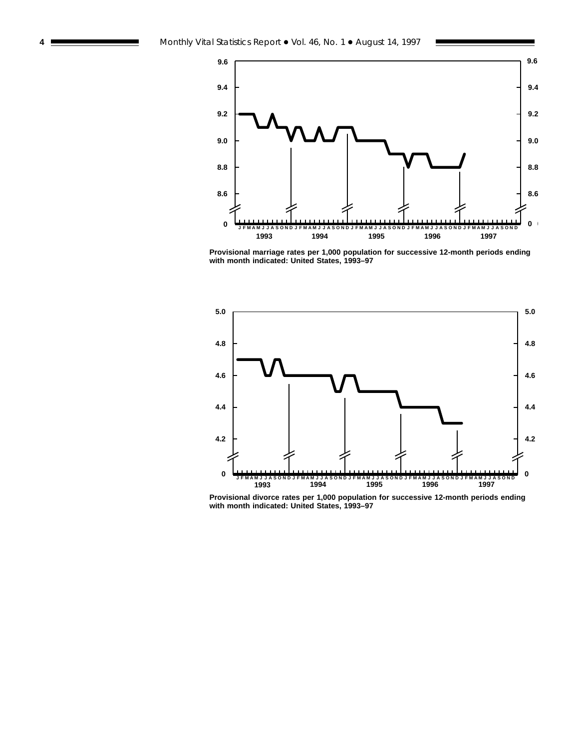Provisional marriage rates per 1,000 population for successive 12-month periods ending with month indicated: United States, 1993–97

Provisional divorce rates per 1,000 population for successive 12-month periods ending with month indicated: United States, 1993–97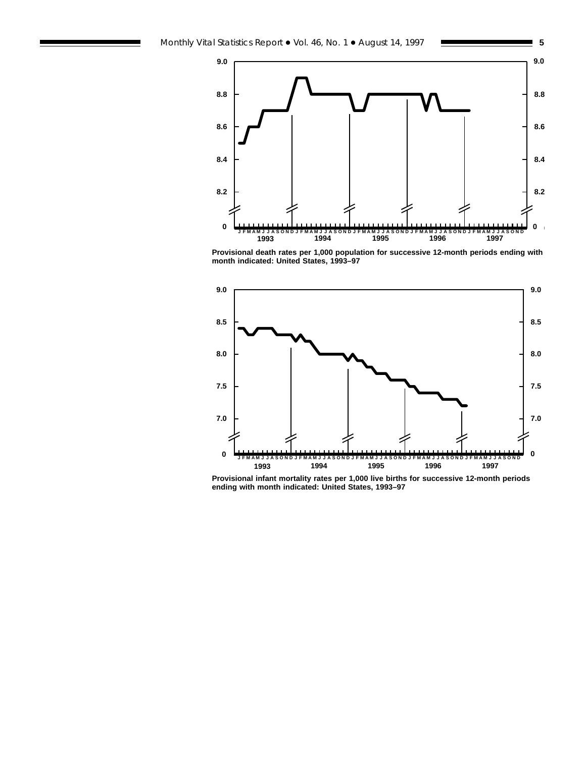Provisional death rates per 1,000 population for successive 12-month periods ending with month indicated: United States, 1993–97

Provisional infant mortality rates per 1,000 live births for successive 12-month periods ending with month indicated: United States, 1993–97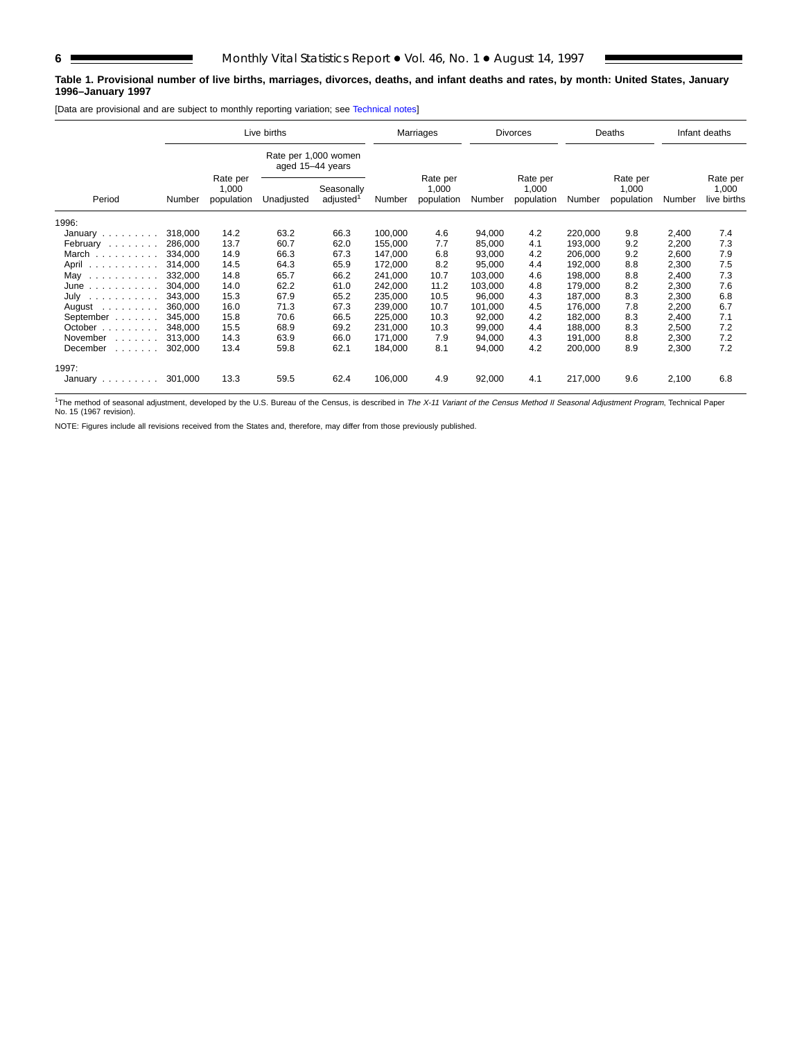**Table 1. Provisional number of live births, marriages, divorces, deaths, and infant deaths and rates, by month: United States, January 1996–January 1997**

[Data are provisional and are subject to monthly reporting variation; see Technical notes]

| Period | Live births | | | | Marriages | | Divorces | | Deaths | | Infant deaths | |
|---|---|---|---|---|---|---|---|---|---|---|---|---|
| | | | Rate per 1,000 women aged 15–44 years | | | | | | | | | |
| | Number | Rate per 1,000 population | Unadjusted | Seasonally adjusted[1] | Number | Rate per 1,000 population | Number | Rate per 1,000 population | Number | Rate per 1,000 population | Number | Rate per 1,000 live births |
| 1996: | | | | | | | | | | | | |
| January | 318,000 | 14.2 | 63.2 | 66.3 | 100,000 | 4.6 | 94,000 | 4.2 | 220,000 | 9.8 | 2,400 | 7.4 |
| February | 286,000 | 13.7 | 60.7 | 62.0 | 155,000 | 7.7 | 85,000 | 4.1 | 193,000 | 9.2 | 2,200 | 7.3 |
| March | 334,000 | 14.9 | 66.3 | 67.3 | 147,000 | 6.8 | 93,000 | 4.2 | 206,000 | 9.2 | 2,600 | 7.9 |
| April | 314,000 | 14.5 | 64.3 | 65.9 | 172,000 | 8.2 | 95,000 | 4.4 | 192,000 | 8.8 | 2,300 | 7.5 |
| May | 332,000 | 14.8 | 65.7 | 66.2 | 241,000 | 10.7 | 103,000 | 4.6 | 198,000 | 8.8 | 2,400 | 7.3 |
| June | 304,000 | 14.0 | 62.2 | 61.0 | 242,000 | 11.2 | 103,000 | 4.8 | 179,000 | 8.2 | 2,300 | 7.6 |
| July | 343,000 | 15.3 | 67.9 | 65.2 | 235,000 | 10.5 | 96,000 | 4.3 | 187,000 | 8.3 | 2,300 | 6.8 |
| August | 360,000 | 16.0 | 71.3 | 67.3 | 239,000 | 10.7 | 101,000 | 4.5 | 176,000 | 7.8 | 2,200 | 6.7 |
| September | 345,000 | 15.8 | 70.6 | 66.5 | 225,000 | 10.3 | 92,000 | 4.2 | 182,000 | 8.3 | 2,400 | 7.1 |
| October | 348,000 | 15.5 | 68.9 | 69.2 | 231,000 | 10.3 | 99,000 | 4.4 | 188,000 | 8.3 | 2,500 | 7.2 |
| November | 313,000 | 14.3 | 63.9 | 66.0 | 171,000 | 7.9 | 94,000 | 4.3 | 191,000 | 8.8 | 2,300 | 7.2 |
| December | 302,000 | 13.4 | 59.8 | 62.1 | 184,000 | 8.1 | 94,000 | 4.2 | 200,000 | 8.9 | 2,300 | 7.2 |
| 1997: | | | | | | | | | | | | |
| January | 301,000 | 13.3 | 59.5 | 62.4 | 106,000 | 4.9 | 92,000 | 4.1 | 217,000 | 9.6 | 2,100 | 6.8 |

[1]The method of seasonal adjustment, developed by the U.S. Bureau of the Census, is described in *The X-11 Variant of the Census Method II Seasonal Adjustment Program*, Technical Paper No. 15 (1967 revision).

NOTE: Figures include all revisions received from the States and, therefore, may differ from those previously published.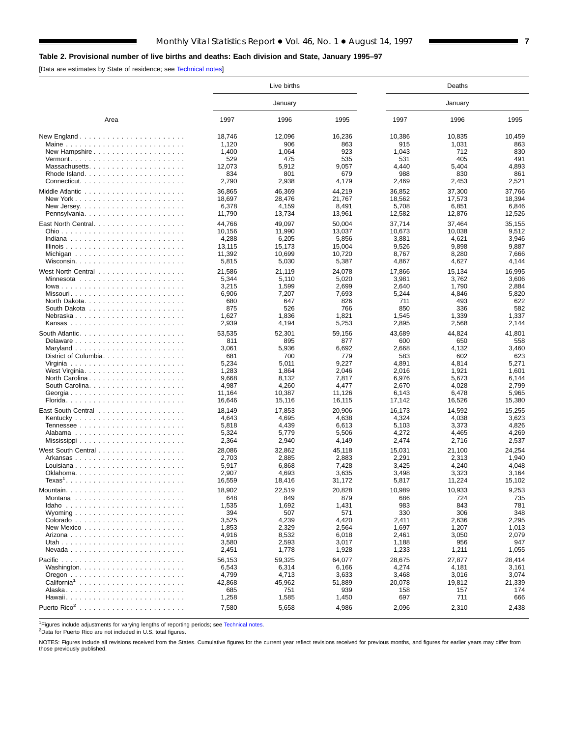**Table 2. Provisional number of live births and deaths: Each division and State, January 1995–97**

[Data are estimates by State of residence; see Technical notes]

| Area | Live births | | | Deaths | | |
|---|---|---|---|---|---|---|
| | January | | | January | | |
| | 1997 | 1996 | 1995 | 1997 | 1996 | 1995 |
| New England | 18,746 | 12,096 | 16,236 | 10,386 | 10,835 | 10,459 |
| Maine | 1,120 | 906 | 863 | 915 | 1,031 | 863 |
| New Hampshire | 1,400 | 1,064 | 923 | 1,043 | 712 | 830 |
| Vermont | 529 | 475 | 535 | 531 | 405 | 491 |
| Massachusetts | 12,073 | 5,912 | 9,057 | 4,440 | 5,404 | 4,893 |
| Rhode Island | 834 | 801 | 679 | 988 | 830 | 861 |
| Connecticut | 2,790 | 2,938 | 4,179 | 2,469 | 2,453 | 2,521 |
| Middle Atlantic | 36,865 | 46,369 | 44,219 | 36,852 | 37,300 | 37,766 |
| New York | 18,697 | 28,476 | 21,767 | 18,562 | 17,573 | 18,394 |
| New Jersey | 6,378 | 4,159 | 8,491 | 5,708 | 6,851 | 6,846 |
| Pennsylvania | 11,790 | 13,734 | 13,961 | 12,582 | 12,876 | 12,526 |
| East North Central | 44,766 | 49,097 | 50,004 | 37,714 | 37,464 | 35,155 |
| Ohio | 10,156 | 11,990 | 13,037 | 10,673 | 10,038 | 9,512 |
| Indiana | 4,288 | 6,205 | 5,856 | 3,881 | 4,621 | 3,946 |
| Illinois | 13,115 | 15,173 | 15,004 | 9,526 | 9,898 | 9,887 |
| Michigan | 11,392 | 10,699 | 10,720 | 8,767 | 8,280 | 7,666 |
| Wisconsin | 5,815 | 5,030 | 5,387 | 4,867 | 4,627 | 4,144 |
| West North Central | 21,586 | 21,119 | 24,078 | 17,866 | 15,134 | 16,995 |
| Minnesota | 5,344 | 5,110 | 5,020 | 3,981 | 3,762 | 3,606 |
| Iowa | 3,215 | 1,599 | 2,699 | 2,640 | 1,790 | 2,884 |
| Missouri | 6,906 | 7,207 | 7,693 | 5,244 | 4,846 | 5,820 |
| North Dakota | 680 | 647 | 826 | 711 | 493 | 622 |
| South Dakota | 875 | 526 | 766 | 850 | 336 | 582 |
| Nebraska | 1,627 | 1,836 | 1,821 | 1,545 | 1,339 | 1,337 |
| Kansas | 2,939 | 4,194 | 5,253 | 2,895 | 2,568 | 2,144 |
| South Atlantic | 53,535 | 52,301 | 59,156 | 43,689 | 44,824 | 41,801 |
| Delaware | 811 | 895 | 877 | 600 | 650 | 558 |
| Maryland | 3,061 | 5,936 | 6,692 | 2,668 | 4,132 | 3,460 |
| District of Columbia | 681 | 700 | 779 | 583 | 602 | 623 |
| Virginia | 5,234 | 5,011 | 9,227 | 4,891 | 4,814 | 5,271 |
| West Virginia | 1,283 | 1,864 | 2,046 | 2,016 | 1,921 | 1,601 |
| North Carolina | 9,668 | 8,132 | 7,817 | 6,976 | 5,673 | 6,144 |
| South Carolina | 4,987 | 4,260 | 4,477 | 2,670 | 4,028 | 2,799 |
| Georgia | 11,164 | 10,387 | 11,126 | 6,143 | 6,478 | 5,965 |
| Florida | 16,646 | 15,116 | 16,115 | 17,142 | 16,526 | 15,380 |
| East South Central | 18,149 | 17,853 | 20,906 | 16,173 | 14,592 | 15,255 |
| Kentucky | 4,643 | 4,695 | 4,638 | 4,324 | 4,038 | 3,623 |
| Tennessee | 5,818 | 4,439 | 6,613 | 5,103 | 3,373 | 4,826 |
| Alabama | 5,324 | 5,779 | 5,506 | 4,272 | 4,465 | 4,269 |
| Mississippi | 2,364 | 2,940 | 4,149 | 2,474 | 2,716 | 2,537 |
| West South Central | 28,086 | 32,862 | 45,118 | 15,031 | 21,100 | 24,254 |
| Arkansas | 2,703 | 2,885 | 2,883 | 2,291 | 2,313 | 1,940 |
| Louisiana | 5,917 | 6,868 | 7,428 | 3,425 | 4,240 | 4,048 |
| Oklahoma | 2,907 | 4,693 | 3,635 | 3,498 | 3,323 | 3,164 |
| Texas[1] | 16,559 | 18,416 | 31,172 | 5,817 | 11,224 | 15,102 |
| Mountain | 18,902 | 22,519 | 20,828 | 10,989 | 10,933 | 9,253 |
| Montana | 648 | 849 | 879 | 686 | 724 | 735 |
| Idaho | 1,535 | 1,692 | 1,431 | 983 | 843 | 781 |
| Wyoming | 394 | 507 | 571 | 330 | 306 | 348 |
| Colorado | 3,525 | 4,239 | 4,420 | 2,411 | 2,636 | 2,295 |
| New Mexico | 1,853 | 2,329 | 2,564 | 1,697 | 1,207 | 1,013 |
| Arizona | 4,916 | 8,532 | 6,018 | 2,461 | 3,050 | 2,079 |
| Utah | 3,580 | 2,593 | 3,017 | 1,188 | 956 | 947 |
| Nevada | 2,451 | 1,778 | 1,928 | 1,233 | 1,211 | 1,055 |
| Pacific | 56,153 | 59,325 | 64,077 | 28,675 | 27,877 | 28,414 |
| Washington | 6,543 | 6,314 | 6,166 | 4,274 | 4,181 | 3,161 |
| Oregon | 4,799 | 4,713 | 3,633 | 3,468 | 3,016 | 3,074 |
| California[1] | 42,868 | 45,962 | 51,889 | 20,078 | 19,812 | 21,339 |
| Alaska | 685 | 751 | 939 | 158 | 157 | 174 |
| Hawaii | 1,258 | 1,585 | 1,450 | 697 | 711 | 666 |
| Puerto Rico[2] | 7,580 | 5,658 | 4,986 | 2,096 | 2,310 | 2,438 |

[1]Figures include adjustments for varying lengths of reporting periods; see Technical notes.
[2]Data for Puerto Rico are not included in U.S. total figures.

NOTES: Figures include all revisions received from the States. Cumulative figures for the current year reflect revisions received for previous months, and figures for earlier years may differ from those previously published.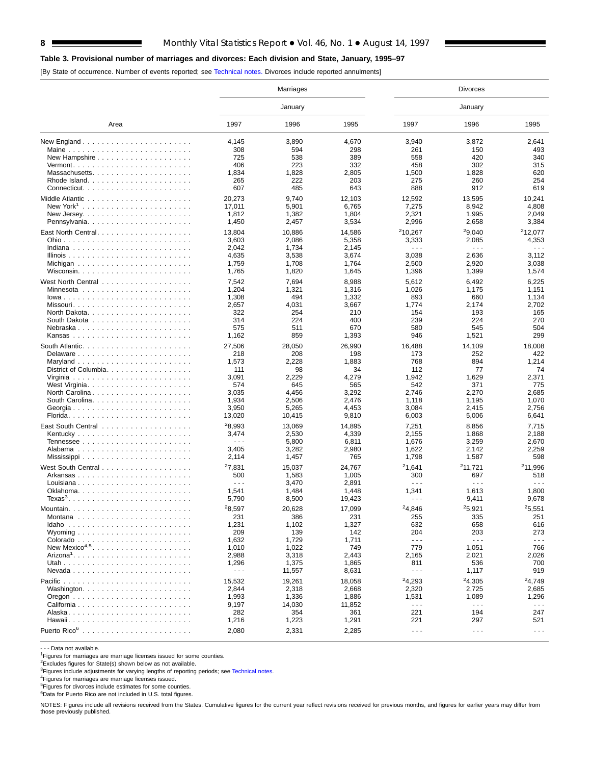## Table 3. Provisional number of marriages and divorces: Each division and State, January, 1995–97

[By State of occurrence. Number of events reported; see Technical notes. Divorces include reported annulments]

| Area | Marriages | | | Divorces | | |
|---|---|---|---|---|---|---|
| | January | | | January | | |
| | 1997 | 1996 | 1995 | 1997 | 1996 | 1995 |
| New England | 4,145 | 3,890 | 4,670 | 3,940 | 3,872 | 2,641 |
| Maine | 308 | 594 | 298 | 261 | 150 | 493 |
| New Hampshire | 725 | 538 | 389 | 558 | 420 | 340 |
| Vermont | 406 | 223 | 332 | 458 | 302 | 315 |
| Massachusetts | 1,834 | 1,828 | 2,805 | 1,500 | 1,828 | 620 |
| Rhode Island | 265 | 222 | 203 | 275 | 260 | 254 |
| Connecticut | 607 | 485 | 643 | 888 | 912 | 619 |
| Middle Atlantic | 20,273 | 9,740 | 12,103 | 12,592 | 13,595 | 10,241 |
| New York[1] | 17,011 | 5,901 | 6,765 | 7,275 | 8,942 | 4,808 |
| New Jersey | 1,812 | 1,382 | 1,804 | 2,321 | 1,995 | 2,049 |
| Pennsylvania | 1,450 | 2,457 | 3,534 | 2,996 | 2,658 | 3,384 |
| East North Central | 13,804 | 10,886 | 14,586 | [2]10,267 | [2]9,040 | [2]12,077 |
| Ohio | 3,603 | 2,086 | 5,358 | 3,333 | 2,085 | 4,353 |
| Indiana | 2,042 | 1,734 | 2,145 | - - - | - - - | - - - |
| Illinois | 4,635 | 3,538 | 3,674 | 3,038 | 2,636 | 3,112 |
| Michigan | 1,759 | 1,708 | 1,764 | 2,500 | 2,920 | 3,038 |
| Wisconsin | 1,765 | 1,820 | 1,645 | 1,396 | 1,399 | 1,574 |
| West North Central | 7,542 | 7,694 | 8,988 | 5,612 | 6,492 | 6,225 |
| Minnesota | 1,204 | 1,321 | 1,316 | 1,026 | 1,175 | 1,151 |
| Iowa | 1,308 | 494 | 1,332 | 893 | 660 | 1,134 |
| Missouri | 2,657 | 4,031 | 3,667 | 1,774 | 2,174 | 2,702 |
| North Dakota | 322 | 254 | 210 | 154 | 193 | 165 |
| South Dakota | 314 | 224 | 400 | 239 | 224 | 270 |
| Nebraska | 575 | 511 | 670 | 580 | 545 | 504 |
| Kansas | 1,162 | 859 | 1,393 | 946 | 1,521 | 299 |
| South Atlantic | 27,506 | 28,050 | 26,990 | 16,488 | 14,109 | 18,008 |
| Delaware | 218 | 208 | 198 | 173 | 252 | 422 |
| Maryland | 1,573 | 2,228 | 1,883 | 768 | 894 | 1,214 |
| District of Columbia | 111 | 98 | 34 | 112 | 77 | 74 |
| Virginia | 3,091 | 2,229 | 4,279 | 1,942 | 1,629 | 2,371 |
| West Virginia | 574 | 645 | 565 | 542 | 371 | 775 |
| North Carolina | 3,035 | 4,456 | 3,292 | 2,746 | 2,270 | 2,685 |
| South Carolina | 1,934 | 2,506 | 2,476 | 1,118 | 1,195 | 1,070 |
| Georgia | 3,950 | 5,265 | 4,453 | 3,084 | 2,415 | 2,756 |
| Florida | 13,020 | 10,415 | 9,810 | 6,003 | 5,006 | 6,641 |
| East South Central | [2]8,993 | 13,069 | 14,895 | 7,251 | 8,856 | 7,715 |
| Kentucky | 3,474 | 2,530 | 4,339 | 2,155 | 1,868 | 2,188 |
| Tennessee | - - - | 5,800 | 6,811 | 1,676 | 3,259 | 2,670 |
| Alabama | 3,405 | 3,282 | 2,980 | 1,622 | 2,142 | 2,259 |
| Mississippi | 2,114 | 1,457 | 765 | 1,798 | 1,587 | 598 |
| West South Central | [2]7,831 | 15,037 | 24,767 | [2]1,641 | [2]11,721 | [2]11,996 |
| Arkansas | 500 | 1,583 | 1,005 | 300 | 697 | 518 |
| Louisiana | - - - | 3,470 | 2,891 | - - - | - - - | - - - |
| Oklahoma | 1,541 | 1,484 | 1,448 | 1,341 | 1,613 | 1,800 |
| Texas[3] | 5,790 | 8,500 | 19,423 | - - - | 9,411 | 9,678 |
| Mountain | [2]8,597 | 20,628 | 17,099 | [2]4,846 | [2]5,921 | [2]5,551 |
| Montana | 231 | 386 | 231 | 255 | 335 | 251 |
| Idaho | 1,231 | 1,102 | 1,327 | 632 | 658 | 616 |
| Wyoming | 209 | 139 | 142 | 204 | 203 | 273 |
| Colorado | 1,632 | 1,729 | 1,711 | - - - | - - - | - - - |
| New Mexico[4,5] | 1,010 | 1,022 | 749 | 779 | 1,051 | 766 |
| Arizona[1] | 2,988 | 3,318 | 2,443 | 2,165 | 2,021 | 2,026 |
| Utah | 1,296 | 1,375 | 1,865 | 811 | 536 | 700 |
| Nevada | - - - | 11,557 | 8,631 | - - - | 1,117 | 919 |
| Pacific | 15,532 | 19,261 | 18,058 | [2]4,293 | [2]4,305 | [2]4,749 |
| Washington | 2,844 | 2,318 | 2,668 | 2,320 | 2,725 | 2,685 |
| Oregon | 1,993 | 1,336 | 1,886 | 1,531 | 1,089 | 1,296 |
| California | 9,197 | 14,030 | 11,852 | - - - | - - - | - - - |
| Alaska | 282 | 354 | 361 | 221 | 194 | 247 |
| Hawaii | 1,216 | 1,223 | 1,291 | 221 | 297 | 521 |
| Puerto Rico[6] | 2,080 | 2,331 | 2,285 | - - - | - - - | - - - |

- - - Data not available.
[1]Figures for marriages are marriage licenses issued for some counties.
[2]Excludes figures for State(s) shown below as not available.
[3]Figures include adjustments for varying lengths of reporting periods; see Technical notes.
[4]Figures for marriages are marriage licenses issued.
[5]Figures for divorces include estimates for some counties.
[6]Data for Puerto Rico are not included in U.S. total figures.

NOTES: Figures include all revisions received from the States. Cumulative figures for the current year reflect revisions received for previous months, and figures for earlier years may differ from those previously published.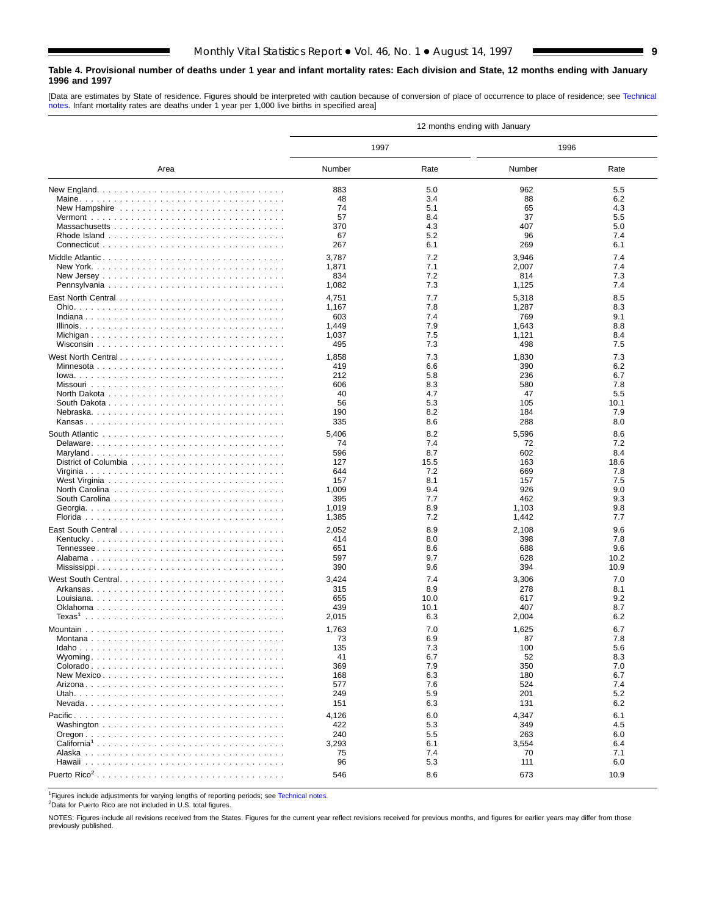**Table 4. Provisional number of deaths under 1 year and infant mortality rates: Each division and State, 12 months ending with January 1996 and 1997**

[Data are estimates by State of residence. Figures should be interpreted with caution because of conversion of place of occurrence to place of residence; see Technical notes. Infant mortality rates are deaths under 1 year per 1,000 live births in specified area]

| Area | 12 months ending with January | | | |
|---|---|---|---|---|
| | 1997 | | 1996 | |
| | Number | Rate | Number | Rate |
| New England | 883 | 5.0 | 962 | 5.5 |
| Maine | 48 | 3.4 | 88 | 6.2 |
| New Hampshire | 74 | 5.1 | 65 | 4.3 |
| Vermont | 57 | 8.4 | 37 | 5.5 |
| Massachusetts | 370 | 4.3 | 407 | 5.0 |
| Rhode Island | 67 | 5.2 | 96 | 7.4 |
| Connecticut | 267 | 6.1 | 269 | 6.1 |
| Middle Atlantic | 3,787 | 7.2 | 3,946 | 7.4 |
| New York | 1,871 | 7.1 | 2,007 | 7.4 |
| New Jersey | 834 | 7.2 | 814 | 7.3 |
| Pennsylvania | 1,082 | 7.3 | 1,125 | 7.4 |
| East North Central | 4,751 | 7.7 | 5,318 | 8.5 |
| Ohio | 1,167 | 7.8 | 1,287 | 8.3 |
| Indiana | 603 | 7.4 | 769 | 9.1 |
| Illinois | 1,449 | 7.9 | 1,643 | 8.8 |
| Michigan | 1,037 | 7.5 | 1,121 | 8.4 |
| Wisconsin | 495 | 7.3 | 498 | 7.5 |
| West North Central | 1,858 | 7.3 | 1,830 | 7.3 |
| Minnesota | 419 | 6.6 | 390 | 6.2 |
| Iowa | 212 | 5.8 | 236 | 6.7 |
| Missouri | 606 | 8.3 | 580 | 7.8 |
| North Dakota | 40 | 4.7 | 47 | 5.5 |
| South Dakota | 56 | 5.3 | 105 | 10.1 |
| Nebraska | 190 | 8.2 | 184 | 7.9 |
| Kansas | 335 | 8.6 | 288 | 8.0 |
| South Atlantic | 5,406 | 8.2 | 5,596 | 8.6 |
| Delaware | 74 | 7.4 | 72 | 7.2 |
| Maryland | 596 | 8.7 | 602 | 8.4 |
| District of Columbia | 127 | 15.5 | 163 | 18.6 |
| Virginia | 644 | 7.2 | 669 | 7.8 |
| West Virginia | 157 | 8.1 | 157 | 7.5 |
| North Carolina | 1,009 | 9.4 | 926 | 9.0 |
| South Carolina | 395 | 7.7 | 462 | 9.3 |
| Georgia | 1,019 | 8.9 | 1,103 | 9.8 |
| Florida | 1,385 | 7.2 | 1,442 | 7.7 |
| East South Central | 2,052 | 8.9 | 2,108 | 9.6 |
| Kentucky | 414 | 8.0 | 398 | 7.8 |
| Tennessee | 651 | 8.6 | 688 | 9.6 |
| Alabama | 597 | 9.7 | 628 | 10.2 |
| Mississippi | 390 | 9.6 | 394 | 10.9 |
| West South Central | 3,424 | 7.4 | 3,306 | 7.0 |
| Arkansas | 315 | 8.9 | 278 | 8.1 |
| Louisiana | 655 | 10.0 | 617 | 9.2 |
| Oklahoma | 439 | 10.1 | 407 | 8.7 |
| Texas[1] | 2,015 | 6.3 | 2,004 | 6.2 |
| Mountain | 1,763 | 7.0 | 1,625 | 6.7 |
| Montana | 73 | 6.9 | 87 | 7.8 |
| Idaho | 135 | 7.3 | 100 | 5.6 |
| Wyoming | 41 | 6.7 | 52 | 8.3 |
| Colorado | 369 | 7.9 | 350 | 7.0 |
| New Mexico | 168 | 6.3 | 180 | 6.7 |
| Arizona | 577 | 7.6 | 524 | 7.4 |
| Utah | 249 | 5.9 | 201 | 5.2 |
| Nevada | 151 | 6.3 | 131 | 6.2 |
| Pacific | 4,126 | 6.0 | 4,347 | 6.1 |
| Washington | 422 | 5.3 | 349 | 4.5 |
| Oregon | 240 | 5.5 | 263 | 6.0 |
| California[1] | 3,293 | 6.1 | 3,554 | 6.4 |
| Alaska | 75 | 7.4 | 70 | 7.1 |
| Hawaii | 96 | 5.3 | 111 | 6.0 |
| Puerto Rico[2] | 546 | 8.6 | 673 | 10.9 |

[1]Figures include adjustments for varying lengths of reporting periods; see Technical notes.
[2]Data for Puerto Rico are not included in U.S. total figures.

NOTES: Figures include all revisions received from the States. Figures for the current year reflect revisions received for previous months, and figures for earlier years may differ from those previously published.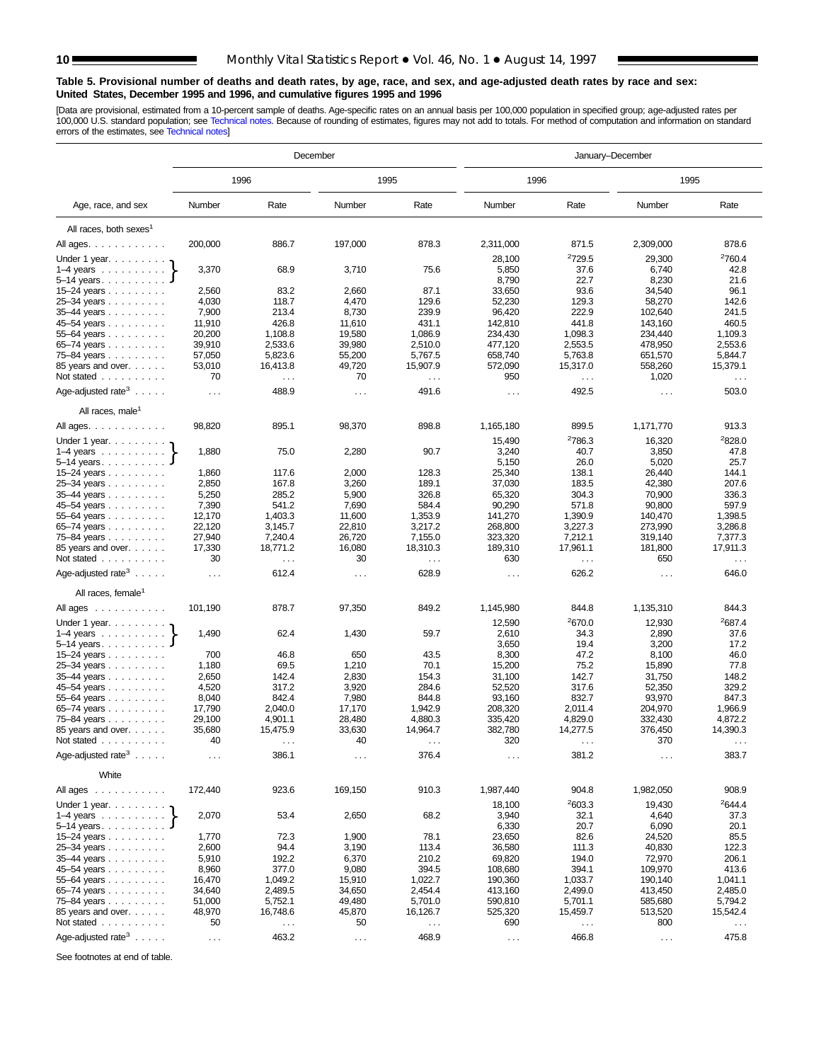**Table 5. Provisional number of deaths and death rates, by age, race, and sex, and age-adjusted death rates by race and sex: United States, December 1995 and 1996, and cumulative figures 1995 and 1996**

[Data are provisional, estimated from a 10-percent sample of deaths. Age-specific rates on an annual basis per 100,000 population in specified group; age-adjusted rates per 100,000 U.S. standard population; see Technical notes. Because of rounding of estimates, figures may not add to totals. For method of computation and information on standard errors of the estimates, see Technical notes]

| Age, race, and sex | December | | | | January–December | | | |
|---|---|---|---|---|---|---|---|---|
| | 1996 | | 1995 | | 1996 | | 1995 | |
| | Number | Rate | Number | Rate | Number | Rate | Number | Rate |
| **All races, both sexes[1]** | | | | | | | | |
| All ages | 200,000 | 886.7 | 197,000 | 878.3 | 2,311,000 | 871.5 | 2,309,000 | 878.6 |
| Under 1 year | 3,370 | 68.9 | 3,710 | 75.6 | 28,100 | [2]729.5 | 29,300 | [2]760.4 |
| 1–4 years | | | | | 5,850 | 37.6 | 6,740 | 42.8 |
| 5–14 years | | | | | 8,790 | 22.7 | 8,230 | 21.6 |
| 15–24 years | 2,560 | 83.2 | 2,660 | 87.1 | 33,650 | 93.6 | 34,540 | 96.1 |
| 25–34 years | 4,030 | 118.7 | 4,470 | 129.6 | 52,230 | 129.3 | 58,270 | 142.6 |
| 35–44 years | 7,900 | 213.4 | 8,730 | 239.9 | 96,420 | 222.9 | 102,640 | 241.5 |
| 45–54 years | 11,910 | 426.8 | 11,610 | 431.1 | 142,810 | 441.8 | 143,160 | 460.5 |
| 55–64 years | 20,200 | 1,108.8 | 19,580 | 1,086.9 | 234,430 | 1,098.3 | 234,440 | 1,109.3 |
| 65–74 years | 39,910 | 2,533.6 | 39,980 | 2,510.0 | 477,120 | 2,553.5 | 478,950 | 2,553.6 |
| 75–84 years | 57,050 | 5,823.6 | 55,200 | 5,767.5 | 658,740 | 5,763.8 | 651,570 | 5,844.7 |
| 85 years and over | 53,010 | 16,413.8 | 49,720 | 15,907.9 | 572,090 | 15,317.0 | 558,260 | 15,379.1 |
| Not stated | 70 | . . . | 70 | . . . | 950 | . . . | 1,020 | . . . |
| Age-adjusted rate[3] | . . . | 488.9 | . . . | 491.6 | . . . | 492.5 | . . . | 503.0 |
| **All races, male[1]** | | | | | | | | |
| All ages | 98,820 | 895.1 | 98,370 | 898.8 | 1,165,180 | 899.5 | 1,171,770 | 913.3 |
| Under 1 year | 1,880 | 75.0 | 2,280 | 90.7 | 15,490 | [2]786.3 | 16,320 | [2]828.0 |
| 1–4 years | | | | | 3,240 | 40.7 | 3,850 | 47.8 |
| 5–14 years | | | | | 5,150 | 26.0 | 5,020 | 25.7 |
| 15–24 years | 1,860 | 117.6 | 2,000 | 128.3 | 25,340 | 138.1 | 26,440 | 144.1 |
| 25–34 years | 2,850 | 167.8 | 3,260 | 189.1 | 37,030 | 183.5 | 42,380 | 207.6 |
| 35–44 years | 5,250 | 285.2 | 5,900 | 326.8 | 65,320 | 304.3 | 70,900 | 336.3 |
| 45–54 years | 7,390 | 541.2 | 7,690 | 584.4 | 90,290 | 571.8 | 90,800 | 597.9 |
| 55–64 years | 12,170 | 1,403.3 | 11,600 | 1,353.9 | 141,270 | 1,390.9 | 140,470 | 1,398.5 |
| 65–74 years | 22,120 | 3,145.7 | 22,810 | 3,217.2 | 268,800 | 3,227.3 | 273,990 | 3,286.8 |
| 75–84 years | 27,940 | 7,240.4 | 26,720 | 7,155.0 | 323,320 | 7,212.1 | 319,140 | 7,377.3 |
| 85 years and over | 17,330 | 18,771.2 | 16,080 | 18,310.3 | 189,310 | 17,961.1 | 181,800 | 17,911.3 |
| Not stated | 30 | . . . | 30 | . . . | 630 | . . . | 650 | . . . |
| Age-adjusted rate[3] | . . . | 612.4 | . . . | 628.9 | . . . | 626.2 | . . . | 646.0 |
| **All races, female[1]** | | | | | | | | |
| All ages | 101,190 | 878.7 | 97,350 | 849.2 | 1,145,980 | 844.8 | 1,135,310 | 844.3 |
| Under 1 year | 1,490 | 62.4 | 1,430 | 59.7 | 12,590 | [2]670.0 | 12,930 | [2]687.4 |
| 1–4 years | | | | | 2,610 | 34.3 | 2,890 | 37.6 |
| 5–14 years | | | | | 3,650 | 19.4 | 3,200 | 17.2 |
| 15–24 years | 700 | 46.8 | 650 | 43.5 | 8,300 | 47.2 | 8,100 | 46.0 |
| 25–34 years | 1,180 | 69.5 | 1,210 | 70.1 | 15,200 | 75.2 | 15,890 | 77.8 |
| 35–44 years | 2,650 | 142.4 | 2,830 | 154.3 | 31,100 | 142.7 | 31,750 | 148.2 |
| 45–54 years | 4,520 | 317.2 | 3,920 | 284.6 | 52,520 | 317.6 | 52,350 | 329.2 |
| 55–64 years | 8,040 | 842.4 | 7,980 | 844.8 | 93,160 | 832.7 | 93,970 | 847.3 |
| 65–74 years | 17,790 | 2,040.0 | 17,170 | 1,942.9 | 208,320 | 2,011.4 | 204,970 | 1,966.9 |
| 75–84 years | 29,100 | 4,901.1 | 28,480 | 4,880.3 | 335,420 | 4,829.0 | 332,430 | 4,872.2 |
| 85 years and over | 35,680 | 15,475.9 | 33,630 | 14,964.7 | 382,780 | 14,277.5 | 376,450 | 14,390.3 |
| Not stated | 40 | . . . | 40 | . . . | 320 | . . . | 370 | . . . |
| Age-adjusted rate[3] | . . . | 386.1 | . . . | 376.4 | . . . | 381.2 | . . . | 383.7 |
| **White** | | | | | | | | |
| All ages | 172,440 | 923.6 | 169,150 | 910.3 | 1,987,440 | 904.8 | 1,982,050 | 908.9 |
| Under 1 year | 2,070 | 53.4 | 2,650 | 68.2 | 18,100 | [2]603.3 | 19,430 | [2]644.4 |
| 1–4 years | | | | | 3,940 | 32.1 | 4,640 | 37.3 |
| 5–14 years | | | | | 6,330 | 20.7 | 6,090 | 20.1 |
| 15–24 years | 1,770 | 72.3 | 1,900 | 78.1 | 23,650 | 82.6 | 24,520 | 85.5 |
| 25–34 years | 2,600 | 94.4 | 3,190 | 113.4 | 36,580 | 111.3 | 40,830 | 122.3 |
| 35–44 years | 5,910 | 192.2 | 6,370 | 210.2 | 69,820 | 194.0 | 72,970 | 206.1 |
| 45–54 years | 8,960 | 377.0 | 9,080 | 394.5 | 108,680 | 394.1 | 109,970 | 413.6 |
| 55–64 years | 16,470 | 1,049.2 | 15,910 | 1,022.7 | 190,360 | 1,033.7 | 190,140 | 1,041.1 |
| 65–74 years | 34,640 | 2,489.5 | 34,650 | 2,454.4 | 413,160 | 2,499.0 | 413,450 | 2,485.0 |
| 75–84 years | 51,000 | 5,752.1 | 49,480 | 5,701.0 | 590,810 | 5,701.1 | 585,680 | 5,794.2 |
| 85 years and over | 48,970 | 16,748.6 | 45,870 | 16,126.7 | 525,320 | 15,459.7 | 513,520 | 15,542.4 |
| Not stated | 50 | . . . | 50 | . . . | 690 | . . . | 800 | . . . |
| Age-adjusted rate[3] | . . . | 463.2 | . . . | 468.9 | . . . | 466.8 | . . . | 475.8 |

See footnotes at end of table.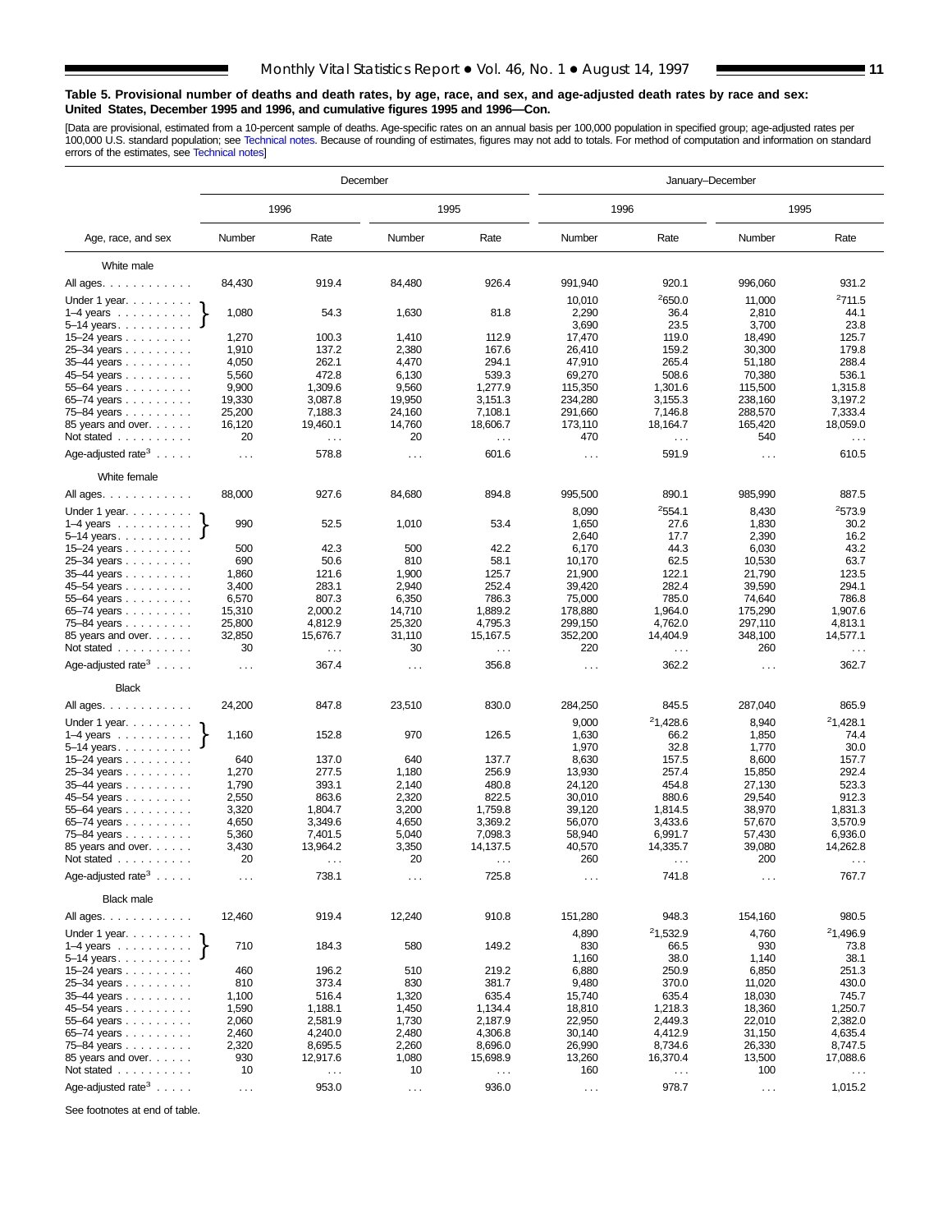**Table 5. Provisional number of deaths and death rates, by age, race, and sex, and age-adjusted death rates by race and sex: United States, December 1995 and 1996, and cumulative figures 1995 and 1996—Con.**

[Data are provisional, estimated from a 10-percent sample of deaths. Age-specific rates on an annual basis per 100,000 population in specified group; age-adjusted rates per 100,000 U.S. standard population; see Technical notes. Because of rounding of estimates, figures may not add to totals. For method of computation and information on standard errors of the estimates, see Technical notes]

| Age, race, and sex | December | | | | January–December | | | |
|---|---|---|---|---|---|---|---|---|
| | 1996 | | 1995 | | 1996 | | 1995 | |
| | Number | Rate | Number | Rate | Number | Rate | Number | Rate |
| **White male** | | | | | | | | |
| All ages | 84,430 | 919.4 | 84,480 | 926.4 | 991,940 | 920.1 | 996,060 | 931.2 |
| Under 1 year | 1,080 | 54.3 | 1,630 | 81.8 | 10,010 | [2]650.0 | 11,000 | [2]711.5 |
| 1–4 years | | | | | 2,290 | 36.4 | 2,810 | 44.1 |
| 5–14 years | | | | | 3,690 | 23.5 | 3,700 | 23.8 |
| 15–24 years | 1,270 | 100.3 | 1,410 | 112.9 | 17,470 | 119.0 | 18,490 | 125.7 |
| 25–34 years | 1,910 | 137.2 | 2,380 | 167.6 | 26,410 | 159.2 | 30,300 | 179.8 |
| 35–44 years | 4,050 | 262.1 | 4,470 | 294.1 | 47,910 | 265.4 | 51,180 | 288.4 |
| 45–54 years | 5,560 | 472.8 | 6,130 | 539.3 | 69,270 | 508.6 | 70,380 | 536.1 |
| 55–64 years | 9,900 | 1,309.6 | 9,560 | 1,277.9 | 115,350 | 1,301.6 | 115,500 | 1,315.8 |
| 65–74 years | 19,330 | 3,087.8 | 19,950 | 3,151.3 | 234,280 | 3,155.3 | 238,160 | 3,197.2 |
| 75–84 years | 25,200 | 7,188.3 | 24,160 | 7,108.1 | 291,660 | 7,146.8 | 288,570 | 7,333.4 |
| 85 years and over | 16,120 | 19,460.1 | 14,760 | 18,606.7 | 173,110 | 18,164.7 | 165,420 | 18,059.0 |
| Not stated | 20 | . . . | 20 | . . . | 470 | . . . | 540 | . . . |
| Age-adjusted rate[3] | . . . | 578.8 | . . . | 601.6 | . . . | 591.9 | . . . | 610.5 |
| **White female** | | | | | | | | |
| All ages | 88,000 | 927.6 | 84,680 | 894.8 | 995,500 | 890.1 | 985,990 | 887.5 |
| Under 1 year | 990 | 52.5 | 1,010 | 53.4 | 8,090 | [2]554.1 | 8,430 | [2]573.9 |
| 1–4 years | | | | | 1,650 | 27.6 | 1,830 | 30.2 |
| 5–14 years | | | | | 2,640 | 17.7 | 2,390 | 16.2 |
| 15–24 years | 500 | 42.3 | 500 | 42.2 | 6,170 | 44.3 | 6,030 | 43.2 |
| 25–34 years | 690 | 50.6 | 810 | 58.1 | 10,170 | 62.5 | 10,530 | 63.7 |
| 35–44 years | 1,860 | 121.6 | 1,900 | 125.7 | 21,900 | 122.1 | 21,790 | 123.5 |
| 45–54 years | 3,400 | 283.1 | 2,940 | 252.4 | 39,420 | 282.4 | 39,590 | 294.1 |
| 55–64 years | 6,570 | 807.3 | 6,350 | 786.3 | 75,000 | 785.0 | 74,640 | 786.8 |
| 65–74 years | 15,310 | 2,000.2 | 14,710 | 1,889.2 | 178,880 | 1,964.0 | 175,290 | 1,907.6 |
| 75–84 years | 25,800 | 4,812.9 | 25,320 | 4,795.3 | 299,150 | 4,762.0 | 297,110 | 4,813.1 |
| 85 years and over | 32,850 | 15,676.7 | 31,110 | 15,167.5 | 352,200 | 14,404.9 | 348,100 | 14,577.1 |
| Not stated | 30 | . . . | 30 | . . . | 220 | . . . | 260 | . . . |
| Age-adjusted rate[3] | . . . | 367.4 | . . . | 356.8 | . . . | 362.2 | . . . | 362.7 |
| **Black** | | | | | | | | |
| All ages | 24,200 | 847.8 | 23,510 | 830.0 | 284,250 | 845.5 | 287,040 | 865.9 |
| Under 1 year | 1,160 | 152.8 | 970 | 126.5 | 9,000 | [2]1,428.6 | 8,940 | [2]1,428.1 |
| 1–4 years | | | | | 1,630 | 66.2 | 1,850 | 74.4 |
| 5–14 years | | | | | 1,970 | 32.8 | 1,770 | 30.0 |
| 15–24 years | 640 | 137.0 | 640 | 137.7 | 8,630 | 157.5 | 8,600 | 157.7 |
| 25–34 years | 1,270 | 277.5 | 1,180 | 256.9 | 13,930 | 257.4 | 15,850 | 292.4 |
| 35–44 years | 1,790 | 393.1 | 2,140 | 480.8 | 24,120 | 454.8 | 27,130 | 523.3 |
| 45–54 years | 2,550 | 863.6 | 2,320 | 822.5 | 30,010 | 880.6 | 29,540 | 912.3 |
| 55–64 years | 3,320 | 1,804.7 | 3,200 | 1,759.8 | 39,120 | 1,814.5 | 38,970 | 1,831.3 |
| 65–74 years | 4,650 | 3,349.6 | 4,650 | 3,369.2 | 56,070 | 3,433.6 | 57,670 | 3,570.9 |
| 75–84 years | 5,360 | 7,401.5 | 5,040 | 7,098.3 | 58,940 | 6,991.7 | 57,430 | 6,936.0 |
| 85 years and over | 3,430 | 13,964.2 | 3,350 | 14,137.5 | 40,570 | 14,335.7 | 39,080 | 14,262.8 |
| Not stated | 20 | . . . | 20 | . . . | 260 | . . . | 200 | . . . |
| Age-adjusted rate[3] | . . . | 738.1 | . . . | 725.8 | . . . | 741.8 | . . . | 767.7 |
| **Black male** | | | | | | | | |
| All ages | 12,460 | 919.4 | 12,240 | 910.8 | 151,280 | 948.3 | 154,160 | 980.5 |
| Under 1 year | 710 | 184.3 | 580 | 149.2 | 4,890 | [2]1,532.9 | 4,760 | [2]1,496.9 |
| 1–4 years | | | | | 830 | 66.5 | 930 | 73.8 |
| 5–14 years | | | | | 1,160 | 38.0 | 1,140 | 38.1 |
| 15–24 years | 460 | 196.2 | 510 | 219.2 | 6,880 | 250.9 | 6,850 | 251.3 |
| 25–34 years | 810 | 373.4 | 830 | 381.7 | 9,480 | 370.0 | 11,020 | 430.0 |
| 35–44 years | 1,100 | 516.4 | 1,320 | 635.4 | 15,740 | 635.4 | 18,030 | 745.7 |
| 45–54 years | 1,590 | 1,188.1 | 1,450 | 1,134.4 | 18,810 | 1,218.3 | 18,360 | 1,250.7 |
| 55–64 years | 2,060 | 2,581.9 | 1,730 | 2,187.9 | 22,950 | 2,449.3 | 22,010 | 2,382.0 |
| 65–74 years | 2,460 | 4,240.0 | 2,480 | 4,306.8 | 30,140 | 4,412.9 | 31,150 | 4,635.4 |
| 75–84 years | 2,320 | 8,695.5 | 2,260 | 8,696.0 | 26,990 | 8,734.6 | 26,330 | 8,747.5 |
| 85 years and over | 930 | 12,917.6 | 1,080 | 15,698.9 | 13,260 | 16,370.4 | 13,500 | 17,088.6 |
| Not stated | 10 | . . . | 10 | . . . | 160 | . . . | 100 | . . . |
| Age-adjusted rate[3] | . . . | 953.0 | . . . | 936.0 | . . . | 978.7 | . . . | 1,015.2 |

Note: For December columns, the Under 1 year, 1–4 years, and 5–14 years rows are combined (bracketed) into a single figure.

See footnotes at end of table.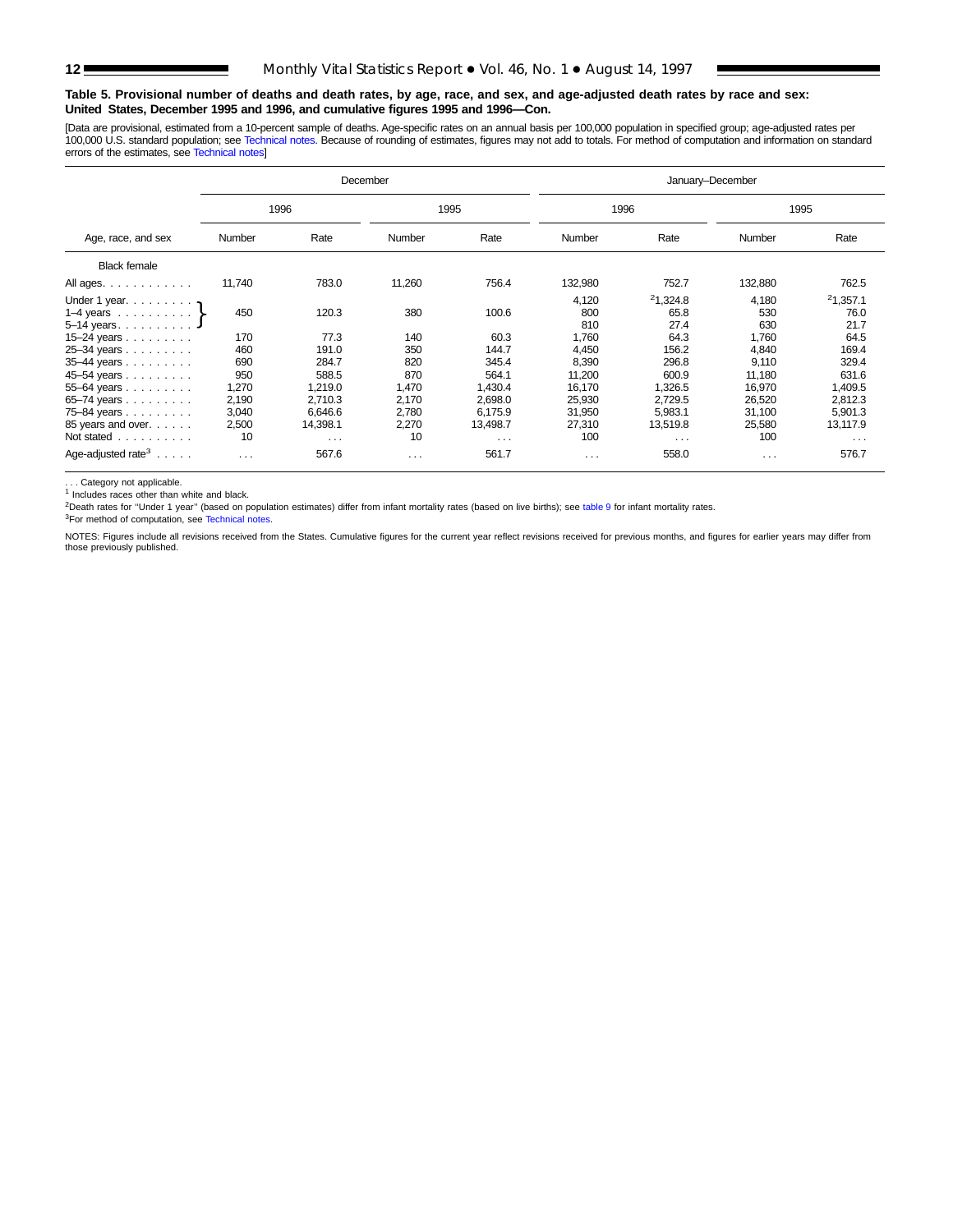**Table 5. Provisional number of deaths and death rates, by age, race, and sex, and age-adjusted death rates by race and sex: United States, December 1995 and 1996, and cumulative figures 1995 and 1996—Con.**

[Data are provisional, estimated from a 10-percent sample of deaths. Age-specific rates on an annual basis per 100,000 population in specified group; age-adjusted rates per 100,000 U.S. standard population; see Technical notes. Because of rounding of estimates, figures may not add to totals. For method of computation and information on standard errors of the estimates, see Technical notes]

| Age, race, and sex | December | | | | January–December | | | |
|---|---|---|---|---|---|---|---|---|
| | 1996 | | 1995 | | 1996 | | 1995 | |
| | Number | Rate | Number | Rate | Number | Rate | Number | Rate |
| Black female | | | | | | | | |
| All ages | 11,740 | 783.0 | 11,260 | 756.4 | 132,980 | 752.7 | 132,880 | 762.5 |
| Under 1 year | 450 | 120.3 | 380 | 100.6 | 4,120 | [2]1,324.8 | 4,180 | [2]1,357.1 |
| 1–4 years | | | | | 800 | 65.8 | 530 | 76.0 |
| 5–14 years | | | | | 810 | 27.4 | 630 | 21.7 |
| 15–24 years | 170 | 77.3 | 140 | 60.3 | 1,760 | 64.3 | 1,760 | 64.5 |
| 25–34 years | 460 | 191.0 | 350 | 144.7 | 4,450 | 156.2 | 4,840 | 169.4 |
| 35–44 years | 690 | 284.7 | 820 | 345.4 | 8,390 | 296.8 | 9,110 | 329.4 |
| 45–54 years | 950 | 588.5 | 870 | 564.1 | 11,200 | 600.9 | 11,180 | 631.6 |
| 55–64 years | 1,270 | 1,219.0 | 1,470 | 1,430.4 | 16,170 | 1,326.5 | 16,970 | 1,409.5 |
| 65–74 years | 2,190 | 2,710.3 | 2,170 | 2,698.0 | 25,930 | 2,729.5 | 26,520 | 2,812.3 |
| 75–84 years | 3,040 | 6,646.6 | 2,780 | 6,175.9 | 31,950 | 5,983.1 | 31,100 | 5,901.3 |
| 85 years and over | 2,500 | 14,398.1 | 2,270 | 13,498.7 | 27,310 | 13,519.8 | 25,580 | 13,117.9 |
| Not stated | 10 | . . . | 10 | . . . | 100 | . . . | 100 | . . . |
| Age-adjusted rate[3] | . . . | 567.6 | . . . | 561.7 | . . . | 558.0 | . . . | 576.7 |

Note: In the December columns, the figures for "Under 1 year," "1–4 years," and "5–14 years" are combined (under 15 years).

. . . Category not applicable.

[1] Includes races other than white and black.

[2]Death rates for "Under 1 year" (based on population estimates) differ from infant mortality rates (based on live births); see table 9 for infant mortality rates.

[3]For method of computation, see Technical notes.

NOTES: Figures include all revisions received from the States. Cumulative figures for the current year reflect revisions received for previous months, and figures for earlier years may differ from those previously published.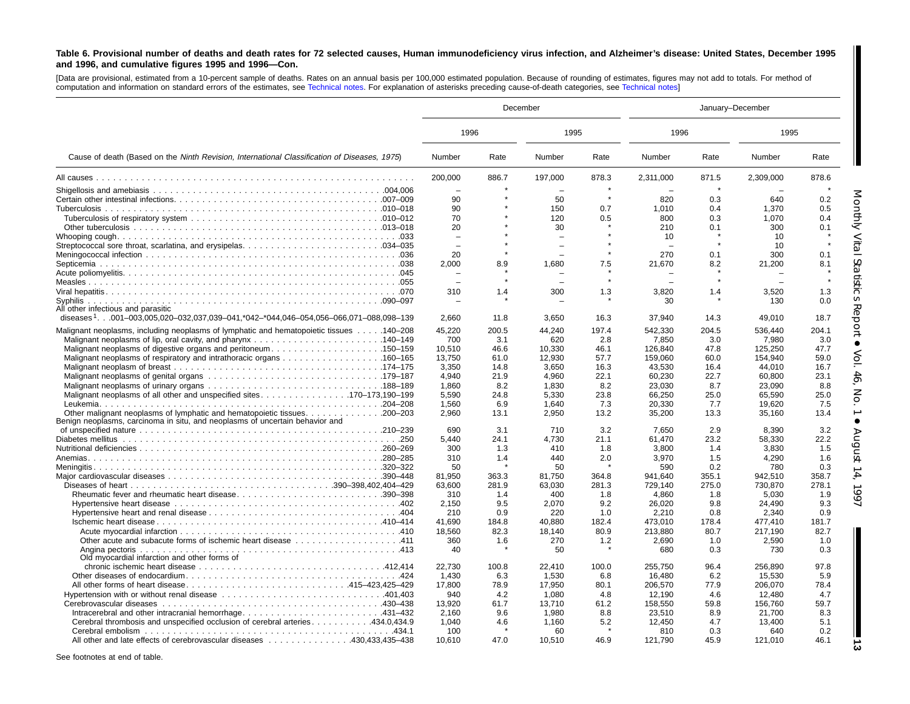**Table 6. Provisional number of deaths and death rates for 72 selected causes, Human immunodeficiency virus infection, and Alzheimer's disease: United States, December 1995 and 1996, and cumulative figures 1995 and 1996—Con.**

[Data are provisional, estimated from a 10-percent sample of deaths. Rates on an annual basis per 100,000 estimated population. Because of rounding of estimates, figures may not add to totals. For method of computation and information on standard errors of the estimates, see Technical notes. For explanation of asterisks preceding cause-of-death categories, see Technical notes]

| Cause of death (Based on the *Ninth Revision, International Classification of Diseases, 1975*) | December | | | | January–December | | | |
|---|---|---|---|---|---|---|---|---|
| | 1996 | | 1995 | | 1996 | | 1995 | |
| | Number | Rate | Number | Rate | Number | Rate | Number | Rate |
| All causes | 200,000 | 886.7 | 197,000 | 878.3 | 2,311,000 | 871.5 | 2,309,000 | 878.6 |
| Shigellosis and amebiasis .004,006 | – | * | – | * | – | * | – | * |
| Certain other intestinal infections .007–009 | 90 | * | 50 | * | 820 | 0.3 | 640 | 0.2 |
| Tuberculosis .010–018 | 90 | * | 150 | 0.7 | 1,010 | 0.4 | 1,370 | 0.5 |
| Tuberculosis of respiratory system .010–012 | 70 | * | 120 | 0.5 | 800 | 0.3 | 1,070 | 0.4 |
| Other tuberculosis .013–018 | 20 | * | 30 | * | 210 | 0.1 | 300 | 0.1 |
| Whooping cough .033 | – | * | – | * | 10 | * | 10 | * |
| Streptococcal sore throat, scarlatina, and erysipelas .034–035 | – | * | – | * | – | * | 10 | * |
| Meningococcal infection .036 | 20 | * | – | * | 270 | 0.1 | 300 | 0.1 |
| Septicemia .038 | 2,000 | 8.9 | 1,680 | 7.5 | 21,670 | 8.2 | 21,200 | 8.1 |
| Acute poliomyelitis .045 | – | * | – | * | – | * | – | * |
| Measles .055 | – | * | – | * | – | * | – | * |
| Viral hepatitis .070 | 310 | 1.4 | 300 | 1.3 | 3,820 | 1.4 | 3,520 | 1.3 |
| Syphilis .090–097 | – | * | – | * | 30 | * | 130 | 0.0 |
| All other infectious and parasitic diseases[1] .001–003,005,020–032,037,039–041,*042–*044,046–054,056–066,071–088,098–139 | 2,660 | 11.8 | 3,650 | 16.3 | 37,940 | 14.3 | 49,010 | 18.7 |
| Malignant neoplasms, including neoplasms of lymphatic and hematopoietic tissues .140–208 | 45,220 | 200.5 | 44,240 | 197.4 | 542,330 | 204.5 | 536,440 | 204.1 |
| Malignant neoplasms of lip, oral cavity, and pharynx .140–149 | 700 | 3.1 | 620 | 2.8 | 7,850 | 3.0 | 7,980 | 3.0 |
| Malignant neoplasms of digestive organs and peritoneum .150–159 | 10,510 | 46.6 | 10,330 | 46.1 | 126,840 | 47.8 | 125,250 | 47.7 |
| Malignant neoplasms of respiratory and intrathoracic organs .160–165 | 13,750 | 61.0 | 12,930 | 57.7 | 159,060 | 60.0 | 154,940 | 59.0 |
| Malignant neoplasm of breast .174–175 | 3,350 | 14.8 | 3,650 | 16.3 | 43,530 | 16.4 | 44,010 | 16.7 |
| Malignant neoplasms of genital organs .179–187 | 4,940 | 21.9 | 4,960 | 22.1 | 60,230 | 22.7 | 60,800 | 23.1 |
| Malignant neoplasms of urinary organs .188–189 | 1,860 | 8.2 | 1,830 | 8.2 | 23,030 | 8.7 | 23,090 | 8.8 |
| Malignant neoplasms of all other and unspecified sites .170–173,190–199 | 5,590 | 24.8 | 5,330 | 23.8 | 66,250 | 25.0 | 65,590 | 25.0 |
| Leukemia .204–208 | 1,560 | 6.9 | 1,640 | 7.3 | 20,330 | 7.7 | 19,620 | 7.5 |
| Other malignant neoplasms of lymphatic and hematopoietic tissues .200–203 | 2,960 | 13.1 | 2,950 | 13.2 | 35,200 | 13.3 | 35,160 | 13.4 |
| Benign neoplasms, carcinoma in situ, and neoplasms of uncertain behavior and of unspecified nature .210–239 | 690 | 3.1 | 710 | 3.2 | 7,650 | 2.9 | 8,390 | 3.2 |
| Diabetes mellitus .250 | 5,440 | 24.1 | 4,730 | 21.1 | 61,470 | 23.2 | 58,330 | 22.2 |
| Nutritional deficiencies .260–269 | 300 | 1.3 | 410 | 1.8 | 3,800 | 1.4 | 3,830 | 1.5 |
| Anemias .280–285 | 310 | 1.4 | 440 | 2.0 | 3,970 | 1.5 | 4,290 | 1.6 |
| Meningitis .320–322 | 50 | * | 50 | * | 590 | 0.2 | 780 | 0.3 |
| Major cardiovascular diseases .390–448 | 81,950 | 363.3 | 81,750 | 364.8 | 941,640 | 355.1 | 942,510 | 358.7 |
| Diseases of heart .390–398,402,404–429 | 63,600 | 281.9 | 63,030 | 281.3 | 729,140 | 275.0 | 730,870 | 278.1 |
| Rheumatic fever and rheumatic heart disease .390–398 | 310 | 1.4 | 400 | 1.8 | 4,860 | 1.8 | 5,030 | 1.9 |
| Hypertensive heart disease .402 | 2,150 | 9.5 | 2,070 | 9.2 | 26,020 | 9.8 | 24,490 | 9.3 |
| Hypertensive heart and renal disease .404 | 210 | 0.9 | 220 | 1.0 | 2,210 | 0.8 | 2,340 | 0.9 |
| Ischemic heart disease .410–414 | 41,690 | 184.8 | 40,880 | 182.4 | 473,010 | 178.4 | 477,410 | 181.7 |
| Acute myocardial infarction .410 | 18,560 | 82.3 | 18,140 | 80.9 | 213,880 | 80.7 | 217,190 | 82.7 |
| Other acute and subacute forms of ischemic heart disease .411 | 360 | 1.6 | 270 | 1.2 | 2,690 | 1.0 | 2,590 | 1.0 |
| Angina pectoris .413 | 40 | * | 50 | * | 680 | 0.3 | 730 | 0.3 |
| Old myocardial infarction and other forms of chronic ischemic heart disease .412,414 | 22,730 | 100.8 | 22,410 | 100.0 | 255,750 | 96.4 | 256,890 | 97.8 |
| Other diseases of endocardium .424 | 1,430 | 6.3 | 1,530 | 6.8 | 16,480 | 6.2 | 15,530 | 5.9 |
| All other forms of heart disease .415–423,425–429 | 17,800 | 78.9 | 17,950 | 80.1 | 206,570 | 77.9 | 206,070 | 78.4 |
| Hypertension with or without renal disease .401,403 | 940 | 4.2 | 1,080 | 4.8 | 12,190 | 4.6 | 12,480 | 4.7 |
| Cerebrovascular diseases .430–438 | 13,920 | 61.7 | 13,710 | 61.2 | 158,550 | 59.8 | 156,760 | 59.7 |
| Intracerebral and other intracranial hemorrhage .431–432 | 2,160 | 9.6 | 1,980 | 8.8 | 23,510 | 8.9 | 21,700 | 8.3 |
| Cerebral thrombosis and unspecified occlusion of cerebral arteries .434.0,434.9 | 1,040 | 4.6 | 1,160 | 5.2 | 12,450 | 4.7 | 13,400 | 5.1 |
| Cerebral embolism .434.1 | 100 | * | 60 | * | 810 | 0.3 | 640 | 0.2 |
| All other and late effects of cerebrovascular diseases .430,433,435–438 | 10,610 | 47.0 | 10,510 | 46.9 | 121,790 | 45.9 | 121,010 | 46.1 |

See footnotes at end of table.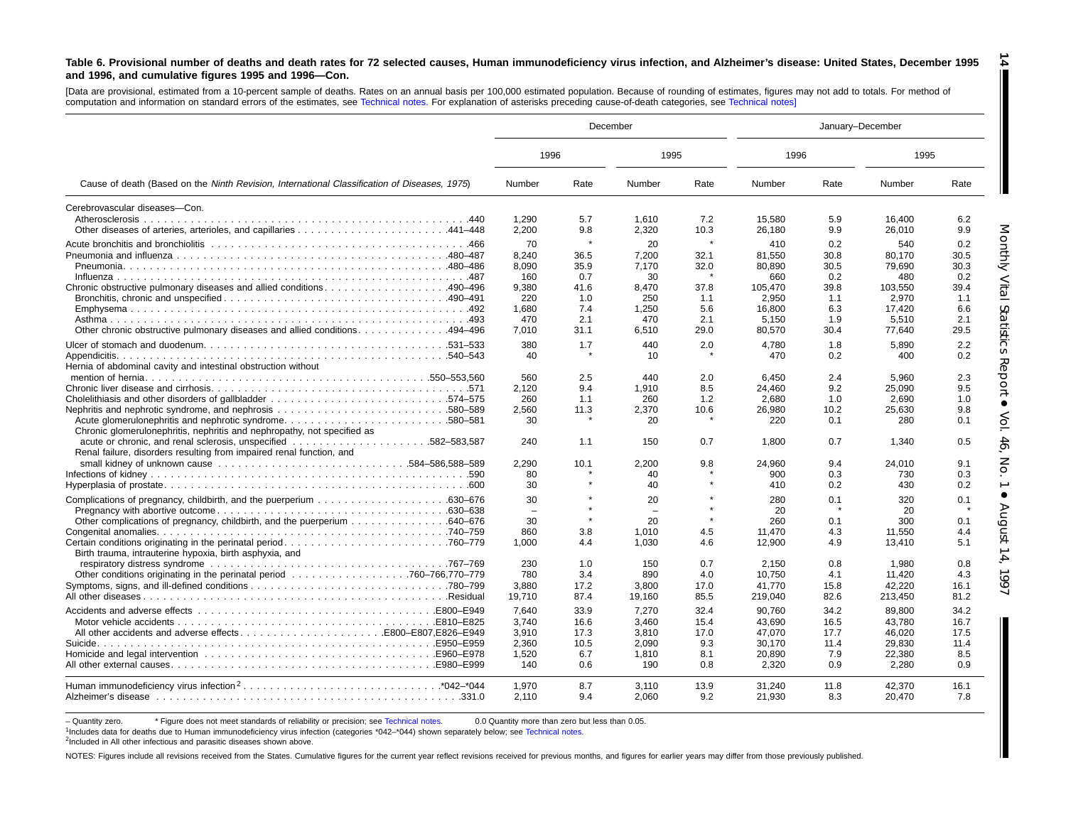**Table 6. Provisional number of deaths and death rates for 72 selected causes, Human immunodeficiency virus infection, and Alzheimer's disease: United States, December 1995 and 1996, and cumulative figures 1995 and 1996—Con.**

[Data are provisional, estimated from a 10-percent sample of deaths. Rates on an annual basis per 100,000 estimated population. Because of rounding of estimates, figures may not add to totals. For method of computation and information on standard errors of the estimates, see Technical notes. For explanation of asterisks preceding cause-of-death categories, see Technical notes]

| Cause of death (Based on the *Ninth Revision, International Classification of Diseases, 1975*) | December | | | | January–December | | | |
|---|---|---|---|---|---|---|---|---|
| | 1996 | | 1995 | | 1996 | | 1995 | |
| | Number | Rate | Number | Rate | Number | Rate | Number | Rate |
| Cerebrovascular diseases—Con. | | | | | | | | |
| Atherosclerosis .440 | 1,290 | 5.7 | 1,610 | 7.2 | 15,580 | 5.9 | 16,400 | 6.2 |
| Other diseases of arteries, arterioles, and capillaries .441–448 | 2,200 | 9.8 | 2,320 | 10.3 | 26,180 | 9.9 | 26,010 | 9.9 |
| Acute bronchitis and bronchiolitis .466 | 70 | * | 20 | * | 410 | 0.2 | 540 | 0.2 |
| Pneumonia and influenza .480–487 | 8,240 | 36.5 | 7,200 | 32.1 | 81,550 | 30.8 | 80,170 | 30.5 |
| Pneumonia .480–486 | 8,090 | 35.9 | 7,170 | 32.0 | 80,890 | 30.5 | 79,690 | 30.3 |
| Influenza .487 | 160 | 0.7 | 30 | * | 660 | 0.2 | 480 | 0.2 |
| Chronic obstructive pulmonary diseases and allied conditions .490–496 | 9,380 | 41.6 | 8,470 | 37.8 | 105,470 | 39.8 | 103,550 | 39.4 |
| Bronchitis, chronic and unspecified .490–491 | 220 | 1.0 | 250 | 1.1 | 2,950 | 1.1 | 2,970 | 1.1 |
| Emphysema .492 | 1,680 | 7.4 | 1,250 | 5.6 | 16,800 | 6.3 | 17,420 | 6.6 |
| Asthma .493 | 470 | 2.1 | 470 | 2.1 | 5,150 | 1.9 | 5,510 | 2.1 |
| Other chronic obstructive pulmonary diseases and allied conditions .494–496 | 7,010 | 31.1 | 6,510 | 29.0 | 80,570 | 30.4 | 77,640 | 29.5 |
| Ulcer of stomach and duodenum .531–533 | 380 | 1.7 | 440 | 2.0 | 4,780 | 1.8 | 5,890 | 2.2 |
| Appendicitis .540–543 | 40 | * | 10 | * | 470 | 0.2 | 400 | 0.2 |
| Hernia of abdominal cavity and intestinal obstruction without mention of hernia .550–553,560 | 560 | 2.5 | 440 | 2.0 | 6,450 | 2.4 | 5,960 | 2.3 |
| Chronic liver disease and cirrhosis .571 | 2,120 | 9.4 | 1,910 | 8.5 | 24,460 | 9.2 | 25,090 | 9.5 |
| Cholelithiasis and other disorders of gallbladder .574–575 | 260 | 1.1 | 260 | 1.2 | 2,680 | 1.0 | 2,690 | 1.0 |
| Nephritis and nephrotic syndrome, and nephrosis .580–589 | 2,560 | 11.3 | 2,370 | 10.6 | 26,980 | 10.2 | 25,630 | 9.8 |
| Acute glomerulonephritis and nephrotic syndrome .580–581 | 30 | * | 20 | * | 220 | 0.1 | 280 | 0.1 |
| Chronic glomerulonephritis, nephritis and nephropathy, not specified as acute or chronic, and renal sclerosis, unspecified .582–583,587 | 240 | 1.1 | 150 | 0.7 | 1,800 | 0.7 | 1,340 | 0.5 |
| Renal failure, disorders resulting from impaired renal function, and small kidney of unknown cause .584–586,588–589 | 2,290 | 10.1 | 2,200 | 9.8 | 24,960 | 9.4 | 24,010 | 9.1 |
| Infections of kidney .590 | 80 | * | 40 | * | 900 | 0.3 | 730 | 0.3 |
| Hyperplasia of prostate .600 | 30 | * | 40 | * | 410 | 0.2 | 430 | 0.2 |
| Complications of pregnancy, childbirth, and the puerperium .630–676 | 30 | * | 20 | * | 280 | 0.1 | 320 | 0.1 |
| Pregnancy with abortive outcome .630–638 | – | * | – | * | 20 | * | 20 | * |
| Other complications of pregnancy, childbirth, and the puerperium .640–676 | 30 | * | 20 | * | 260 | 0.1 | 300 | 0.1 |
| Congenital anomalies .740–759 | 860 | 3.8 | 1,010 | 4.5 | 11,470 | 4.3 | 11,550 | 4.4 |
| Certain conditions originating in the perinatal period .760–779 | 1,000 | 4.4 | 1,030 | 4.6 | 12,900 | 4.9 | 13,410 | 5.1 |
| Birth trauma, intrauterine hypoxia, birth asphyxia, and respiratory distress syndrome .767–769 | 230 | 1.0 | 150 | 0.7 | 2,150 | 0.8 | 1,980 | 0.8 |
| Other conditions originating in the perinatal period .760–766,770–779 | 780 | 3.4 | 890 | 4.0 | 10,750 | 4.1 | 11,420 | 4.3 |
| Symptoms, signs, and ill-defined conditions .780–799 | 3,880 | 17.2 | 3,800 | 17.0 | 41,770 | 15.8 | 42,220 | 16.1 |
| All other diseases .Residual | 19,710 | 87.4 | 19,160 | 85.5 | 219,040 | 82.6 | 213,450 | 81.2 |
| Accidents and adverse effects .E800–E949 | 7,640 | 33.9 | 7,270 | 32.4 | 90,760 | 34.2 | 89,800 | 34.2 |
| Motor vehicle accidents .E810–E825 | 3,740 | 16.6 | 3,460 | 15.4 | 43,690 | 16.5 | 43,780 | 16.7 |
| All other accidents and adverse effects .E800–E807,E826–E949 | 3,910 | 17.3 | 3,810 | 17.0 | 47,070 | 17.7 | 46,020 | 17.5 |
| Suicide .E950–E959 | 2,360 | 10.5 | 2,090 | 9.3 | 30,170 | 11.4 | 29,830 | 11.4 |
| Homicide and legal intervention .E960–E978 | 1,520 | 6.7 | 1,810 | 8.1 | 20,890 | 7.9 | 22,380 | 8.5 |
| All other external causes .E980–E999 | 140 | 0.6 | 190 | 0.8 | 2,320 | 0.9 | 2,280 | 0.9 |
| Human immunodeficiency virus infection[2] .*042–*044 | 1,970 | 8.7 | 3,110 | 13.9 | 31,240 | 11.8 | 42,370 | 16.1 |
| Alzheimer's disease .331.0 | 2,110 | 9.4 | 2,060 | 9.2 | 21,930 | 8.3 | 20,470 | 7.8 |

– Quantity zero. * Figure does not meet standards of reliability or precision; see Technical notes. 0.0 Quantity more than zero but less than 0.05.

[1]Includes data for deaths due to Human immunodeficiency virus infection (categories *042–*044) shown separately below; see Technical notes.

[2]Included in All other infectious and parasitic diseases shown above.

NOTES: Figures include all revisions received from the States. Cumulative figures for the current year reflect revisions received for previous months, and figures for earlier years may differ from those previously published.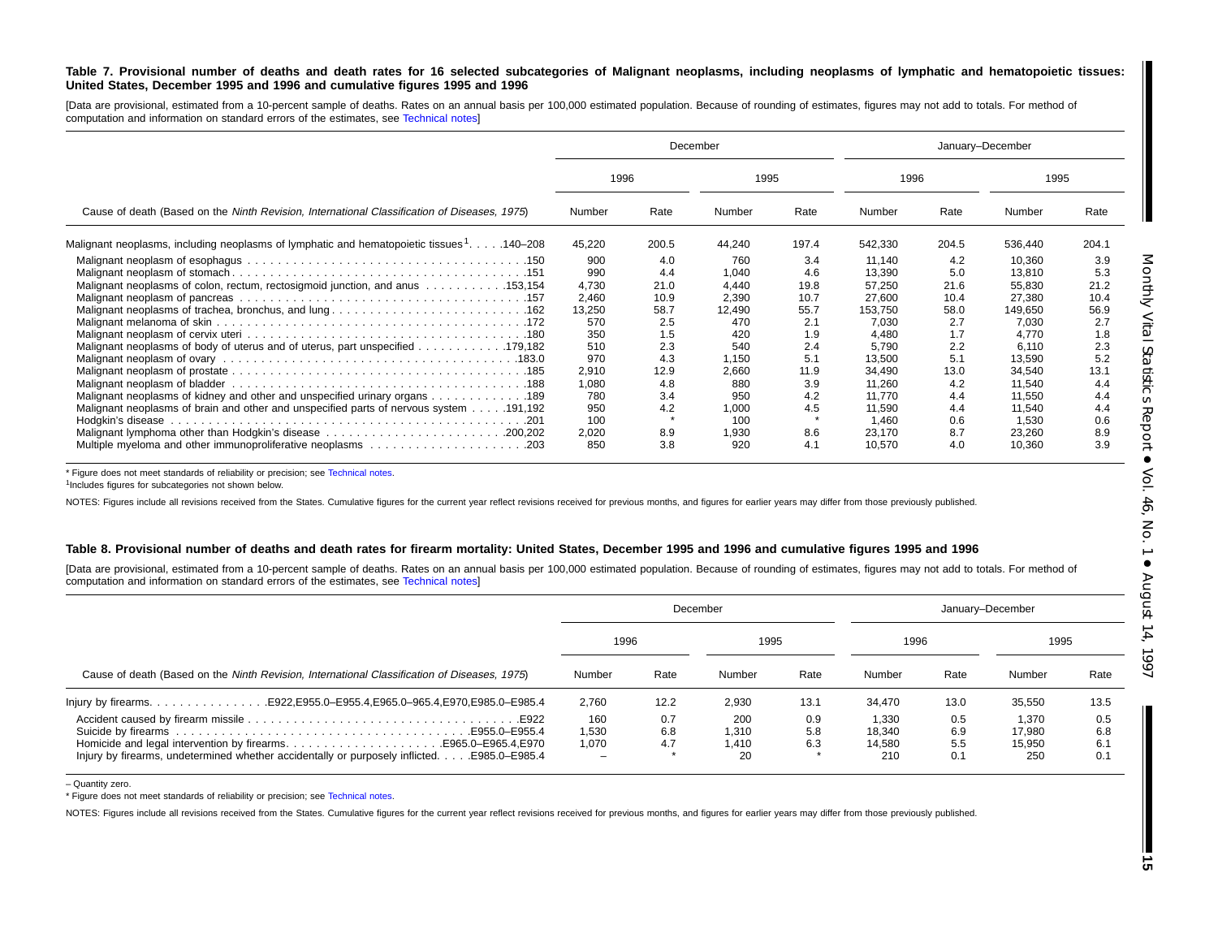**Table 7. Provisional number of deaths and death rates for 16 selected subcategories of Malignant neoplasms, including neoplasms of lymphatic and hematopoietic tissues: United States, December 1995 and 1996 and cumulative figures 1995 and 1996**

[Data are provisional, estimated from a 10-percent sample of deaths. Rates on an annual basis per 100,000 estimated population. Because of rounding of estimates, figures may not add to totals. For method of computation and information on standard errors of the estimates, see Technical notes]

| Cause of death (Based on the *Ninth Revision, International Classification of Diseases, 1975*) | December | | | | January–December | | | |
|---|---|---|---|---|---|---|---|---|
| | 1996 | | 1995 | | 1996 | | 1995 | |
| | Number | Rate | Number | Rate | Number | Rate | Number | Rate |
| Malignant neoplasms, including neoplasms of lymphatic and hematopoietic tissues[1] . . . . .140–208 | 45,220 | 200.5 | 44,240 | 197.4 | 542,330 | 204.5 | 536,440 | 204.1 |
| Malignant neoplasm of esophagus . . . .150 | 900 | 4.0 | 760 | 3.4 | 11,140 | 4.2 | 10,360 | 3.9 |
| Malignant neoplasm of stomach . . . .151 | 990 | 4.4 | 1,040 | 4.6 | 13,390 | 5.0 | 13,810 | 5.3 |
| Malignant neoplasms of colon, rectum, rectosigmoid junction, and anus . . . .153,154 | 4,730 | 21.0 | 4,440 | 19.8 | 57,250 | 21.6 | 55,830 | 21.2 |
| Malignant neoplasm of pancreas . . . .157 | 2,460 | 10.9 | 2,390 | 10.7 | 27,600 | 10.4 | 27,380 | 10.4 |
| Malignant neoplasms of trachea, bronchus, and lung . . . .162 | 13,250 | 58.7 | 12,490 | 55.7 | 153,750 | 58.0 | 149,650 | 56.9 |
| Malignant melanoma of skin . . . .172 | 570 | 2.5 | 470 | 2.1 | 7,030 | 2.7 | 7,030 | 2.7 |
| Malignant neoplasm of cervix uteri . . . .180 | 350 | 1.5 | 420 | 1.9 | 4,480 | 1.7 | 4,770 | 1.8 |
| Malignant neoplasms of body of uterus and of uterus, part unspecified . . . .179,182 | 510 | 2.3 | 540 | 2.4 | 5,790 | 2.2 | 6,110 | 2.3 |
| Malignant neoplasm of ovary . . . .183.0 | 970 | 4.3 | 1,150 | 5.1 | 13,500 | 5.1 | 13,590 | 5.2 |
| Malignant neoplasm of prostate . . . .185 | 2,910 | 12.9 | 2,660 | 11.9 | 34,490 | 13.0 | 34,540 | 13.1 |
| Malignant neoplasm of bladder . . . .188 | 1,080 | 4.8 | 880 | 3.9 | 11,260 | 4.2 | 11,540 | 4.4 |
| Malignant neoplasms of kidney and other and unspecified urinary organs . . . .189 | 780 | 3.4 | 950 | 4.2 | 11,770 | 4.4 | 11,550 | 4.4 |
| Malignant neoplasms of brain and other and unspecified parts of nervous system . . . .191,192 | 950 | 4.2 | 1,000 | 4.5 | 11,590 | 4.4 | 11,540 | 4.4 |
| Hodgkin's disease . . . .201 | 100 | * | 100 | * | 1,460 | 0.6 | 1,530 | 0.6 |
| Malignant lymphoma other than Hodgkin's disease . . . .200,202 | 2,020 | 8.9 | 1,930 | 8.6 | 23,170 | 8.7 | 23,260 | 8.9 |
| Multiple myeloma and other immunoproliferative neoplasms . . . .203 | 850 | 3.8 | 920 | 4.1 | 10,570 | 4.0 | 10,360 | 3.9 |

* Figure does not meet standards of reliability or precision; see Technical notes.

[1]Includes figures for subcategories not shown below.

NOTES: Figures include all revisions received from the States. Cumulative figures for the current year reflect revisions received for previous months, and figures for earlier years may differ from those previously published.

**Table 8. Provisional number of deaths and death rates for firearm mortality: United States, December 1995 and 1996 and cumulative figures 1995 and 1996**

[Data are provisional, estimated from a 10-percent sample of deaths. Rates on an annual basis per 100,000 estimated population. Because of rounding of estimates, figures may not add to totals. For method of computation and information on standard errors of the estimates, see Technical notes]

| Cause of death (Based on the *Ninth Revision, International Classification of Diseases, 1975*) | December | | | | January–December | | | |
|---|---|---|---|---|---|---|---|---|
| | 1996 | | 1995 | | 1996 | | 1995 | |
| | Number | Rate | Number | Rate | Number | Rate | Number | Rate |
| Injury by firearms. . . . .E922,E955.0–E955.4,E965.0–965.4,E970,E985.0–E985.4 | 2,760 | 12.2 | 2,930 | 13.1 | 34,470 | 13.0 | 35,550 | 13.5 |
| Accident caused by firearm missile . . . .E922 | 160 | 0.7 | 200 | 0.9 | 1,330 | 0.5 | 1,370 | 0.5 |
| Suicide by firearms . . . .E955.0–E955.4 | 1,530 | 6.8 | 1,310 | 5.8 | 18,340 | 6.9 | 17,980 | 6.8 |
| Homicide and legal intervention by firearms. . . . .E965.0–E965.4,E970 | 1,070 | 4.7 | 1,410 | 6.3 | 14,580 | 5.5 | 15,950 | 6.1 |
| Injury by firearms, undetermined whether accidentally or purposely inflicted. . . . .E985.0–E985.4 | – | * | 20 | * | 210 | 0.1 | 250 | 0.1 |

– Quantity zero.

* Figure does not meet standards of reliability or precision; see Technical notes.

NOTES: Figures include all revisions received from the States. Cumulative figures for the current year reflect revisions received for previous months, and figures for earlier years may differ from those previously published.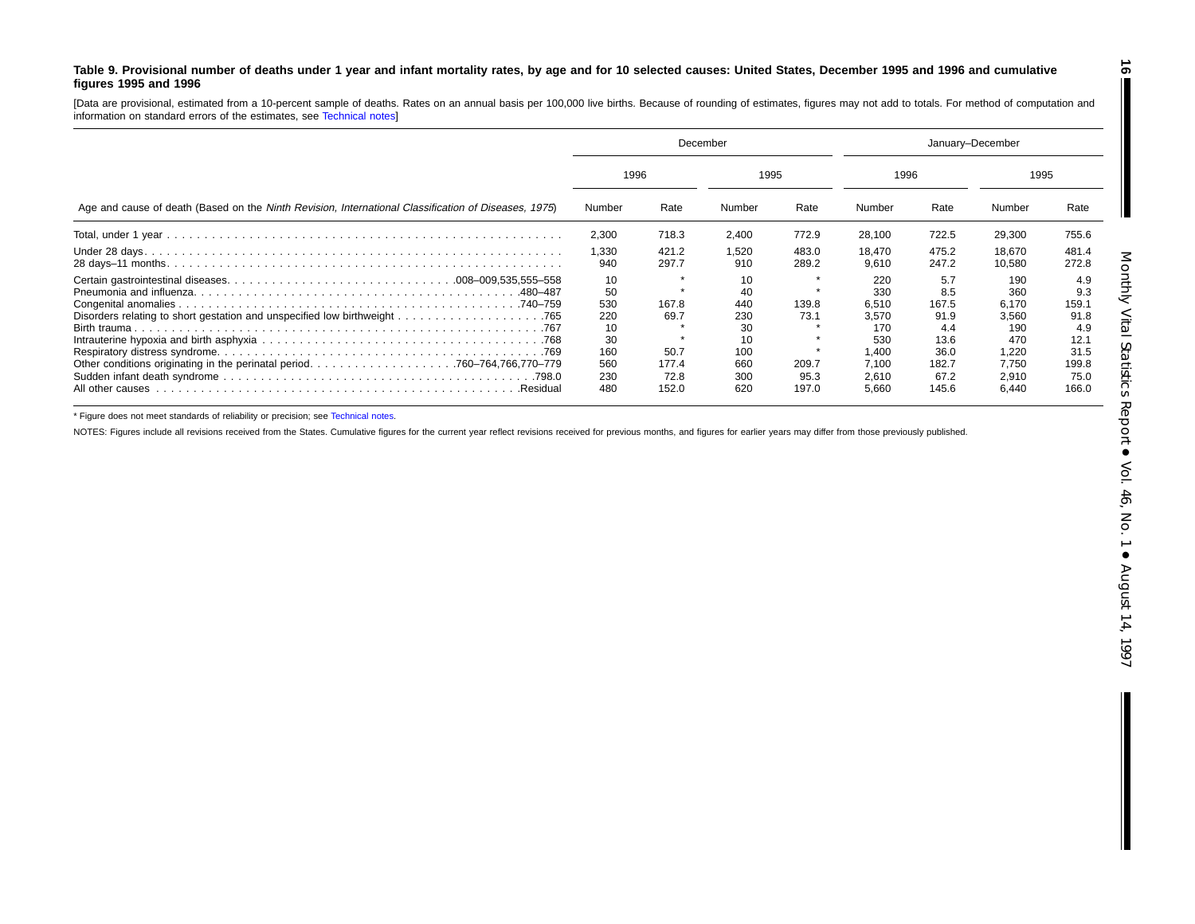**Table 9. Provisional number of deaths under 1 year and infant mortality rates, by age and for 10 selected causes: United States, December 1995 and 1996 and cumulative figures 1995 and 1996**

[Data are provisional, estimated from a 10-percent sample of deaths. Rates on an annual basis per 100,000 live births. Because of rounding of estimates, figures may not add to totals. For method of computation and information on standard errors of the estimates, see Technical notes]

| Age and cause of death (Based on the *Ninth Revision, International Classification of Diseases, 1975*) | December | | | | January–December | | | |
|---|---|---|---|---|---|---|---|---|
| | 1996 | | 1995 | | 1996 | | 1995 | |
| | Number | Rate | Number | Rate | Number | Rate | Number | Rate |
| Total, under 1 year | 2,300 | 718.3 | 2,400 | 772.9 | 28,100 | 722.5 | 29,300 | 755.6 |
| Under 28 days | 1,330 | 421.2 | 1,520 | 483.0 | 18,470 | 475.2 | 18,670 | 481.4 |
| 28 days–11 months | 940 | 297.7 | 910 | 289.2 | 9,610 | 247.2 | 10,580 | 272.8 |
| Certain gastrointestinal diseases .008–009,535,555–558 | 10 | * | 10 | * | 220 | 5.7 | 190 | 4.9 |
| Pneumonia and influenza .480–487 | 50 | * | 40 | * | 330 | 8.5 | 360 | 9.3 |
| Congenital anomalies .740–759 | 530 | 167.8 | 440 | 139.8 | 6,510 | 167.5 | 6,170 | 159.1 |
| Disorders relating to short gestation and unspecified low birthweight .765 | 220 | 69.7 | 230 | 73.1 | 3,570 | 91.9 | 3,560 | 91.8 |
| Birth trauma .767 | 10 | * | 30 | * | 170 | 4.4 | 190 | 4.9 |
| Intrauterine hypoxia and birth asphyxia .768 | 30 | * | 10 | * | 530 | 13.6 | 470 | 12.1 |
| Respiratory distress syndrome .769 | 160 | 50.7 | 100 | * | 1,400 | 36.0 | 1,220 | 31.5 |
| Other conditions originating in the perinatal period .760–764,766,770–779 | 560 | 177.4 | 660 | 209.7 | 7,100 | 182.7 | 7,750 | 199.8 |
| Sudden infant death syndrome .798.0 | 230 | 72.8 | 300 | 95.3 | 2,610 | 67.2 | 2,910 | 75.0 |
| All other causes .Residual | 480 | 152.0 | 620 | 197.0 | 5,660 | 145.6 | 6,440 | 166.0 |

* Figure does not meet standards of reliability or precision; see Technical notes.

NOTES: Figures include all revisions received from the States. Cumulative figures for the current year reflect revisions received for previous months, and figures for earlier years may differ from those previously published.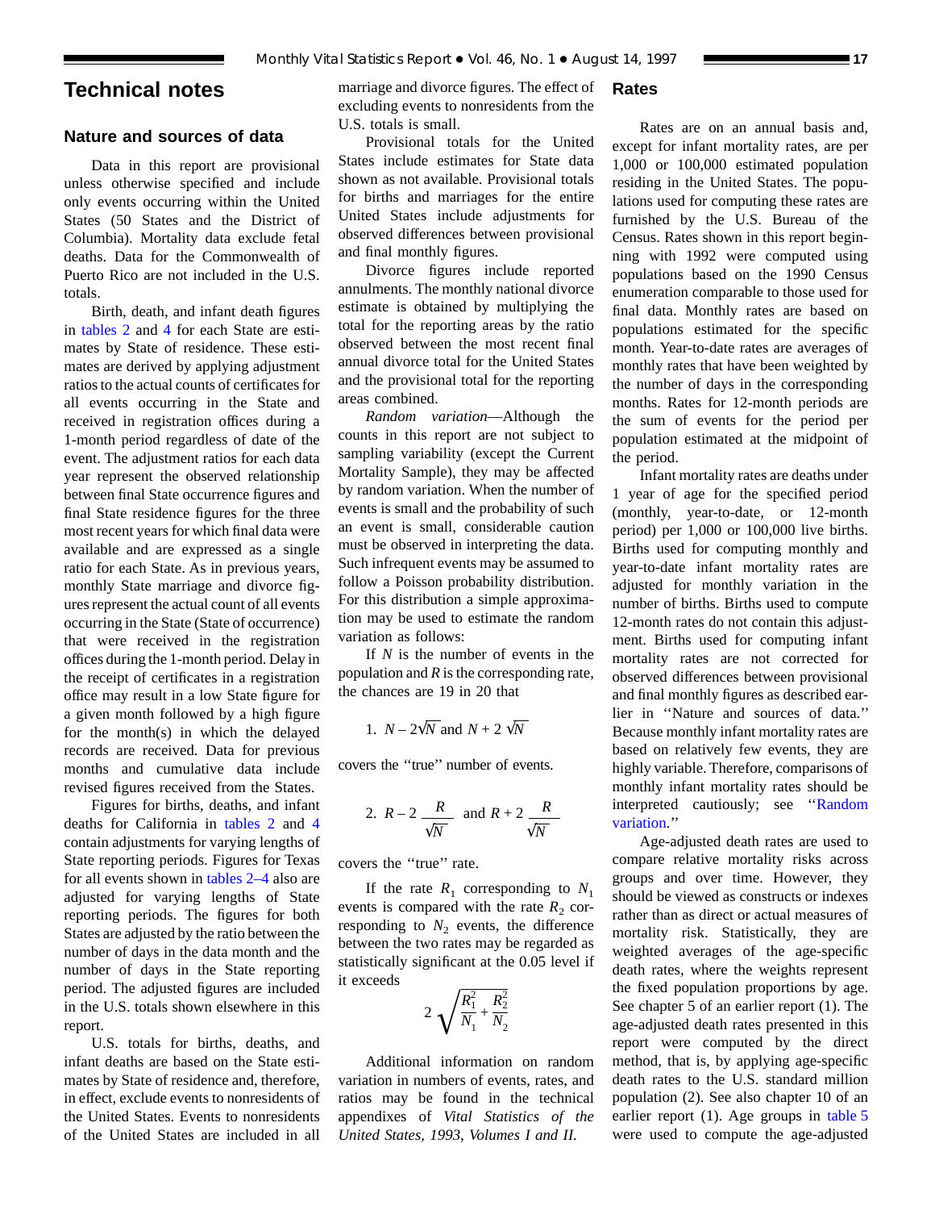# Technical notes

## Nature and sources of data

Data in this report are provisional unless otherwise specified and include only events occurring within the United States (50 States and the District of Columbia). Mortality data exclude fetal deaths. Data for the Commonwealth of Puerto Rico are not included in the U.S. totals.

Birth, death, and infant death figures in tables 2 and 4 for each State are estimates by State of residence. These estimates are derived by applying adjustment ratios to the actual counts of certificates for all events occurring in the State and received in registration offices during a 1-month period regardless of date of the event. The adjustment ratios for each data year represent the observed relationship between final State occurrence figures and final State residence figures for the three most recent years for which final data were available and are expressed as a single ratio for each State. As in previous years, monthly State marriage and divorce figures represent the actual count of all events occurring in the State (State of occurrence) that were received in the registration offices during the 1-month period. Delay in the receipt of certificates in a registration office may result in a low State figure for a given month followed by a high figure for the month(s) in which the delayed records are received. Data for previous months and cumulative data include revised figures received from the States.

Figures for births, deaths, and infant deaths for California in tables 2 and 4 contain adjustments for varying lengths of State reporting periods. Figures for Texas for all events shown in tables 2–4 also are adjusted for varying lengths of State reporting periods. The figures for both States are adjusted by the ratio between the number of days in the data month and the number of days in the State reporting period. The adjusted figures are included in the U.S. totals shown elsewhere in this report.

U.S. totals for births, deaths, and infant deaths are based on the State estimates by State of residence and, therefore, in effect, exclude events to nonresidents of the United States. Events to nonresidents of the United States are included in all marriage and divorce figures. The effect of excluding events to nonresidents from the U.S. totals is small.

Provisional totals for the United States include estimates for State data shown as not available. Provisional totals for births and marriages for the entire United States include adjustments for observed differences between provisional and final monthly figures.

Divorce figures include reported annulments. The monthly national divorce estimate is obtained by multiplying the total for the reporting areas by the ratio observed between the most recent final annual divorce total for the United States and the provisional total for the reporting areas combined.

*Random variation*—Although the counts in this report are not subject to sampling variability (except the Current Mortality Sample), they may be affected by random variation. When the number of events is small and the probability of such an event is small, considerable caution must be observed in interpreting the data. Such infrequent events may be assumed to follow a Poisson probability distribution. For this distribution a simple approximation may be used to estimate the random variation as follows:

If $N$ is the number of events in the population and $R$ is the corresponding rate, the chances are 19 in 20 that

1. $N - 2\sqrt{N}$ and $N + 2\sqrt{N}$

covers the "true" number of events.

2. $R - 2\dfrac{R}{\sqrt{N}}$ and $R + 2\dfrac{R}{\sqrt{N}}$

covers the "true" rate.

If the rate $R_1$ corresponding to $N_1$ events is compared with the rate $R_2$ corresponding to $N_2$ events, the difference between the two rates may be regarded as statistically significant at the 0.05 level if it exceeds

$$2\sqrt{\frac{R_1^2}{N_1} + \frac{R_2^2}{N_2}}$$

Additional information on random variation in numbers of events, rates, and ratios may be found in the technical appendixes of *Vital Statistics of the United States, 1993, Volumes I and II.*

## Rates

Rates are on an annual basis and, except for infant mortality rates, are per 1,000 or 100,000 estimated population residing in the United States. The populations used for computing these rates are furnished by the U.S. Bureau of the Census. Rates shown in this report beginning with 1992 were computed using populations based on the 1990 Census enumeration comparable to those used for final data. Monthly rates are based on populations estimated for the specific month. Year-to-date rates are averages of monthly rates that have been weighted by the number of days in the corresponding months. Rates for 12-month periods are the sum of events for the period per population estimated at the midpoint of the period.

Infant mortality rates are deaths under 1 year of age for the specified period (monthly, year-to-date, or 12-month period) per 1,000 or 100,000 live births. Births used for computing monthly and year-to-date infant mortality rates are adjusted for monthly variation in the number of births. Births used to compute 12-month rates do not contain this adjustment. Births used for computing infant mortality rates are not corrected for observed differences between provisional and final monthly figures as described earlier in "Nature and sources of data." Because monthly infant mortality rates are based on relatively few events, they are highly variable. Therefore, comparisons of monthly infant mortality rates should be interpreted cautiously; see "Random variation."

Age-adjusted death rates are used to compare relative mortality risks across groups and over time. However, they should be viewed as constructs or indexes rather than as direct or actual measures of mortality risk. Statistically, they are weighted averages of the age-specific death rates, where the weights represent the fixed population proportions by age. See chapter 5 of an earlier report (1). The age-adjusted death rates presented in this report were computed by the direct method, that is, by applying age-specific death rates to the U.S. standard million population (2). See also chapter 10 of an earlier report (1). Age groups in table 5 were used to compute the age-adjusted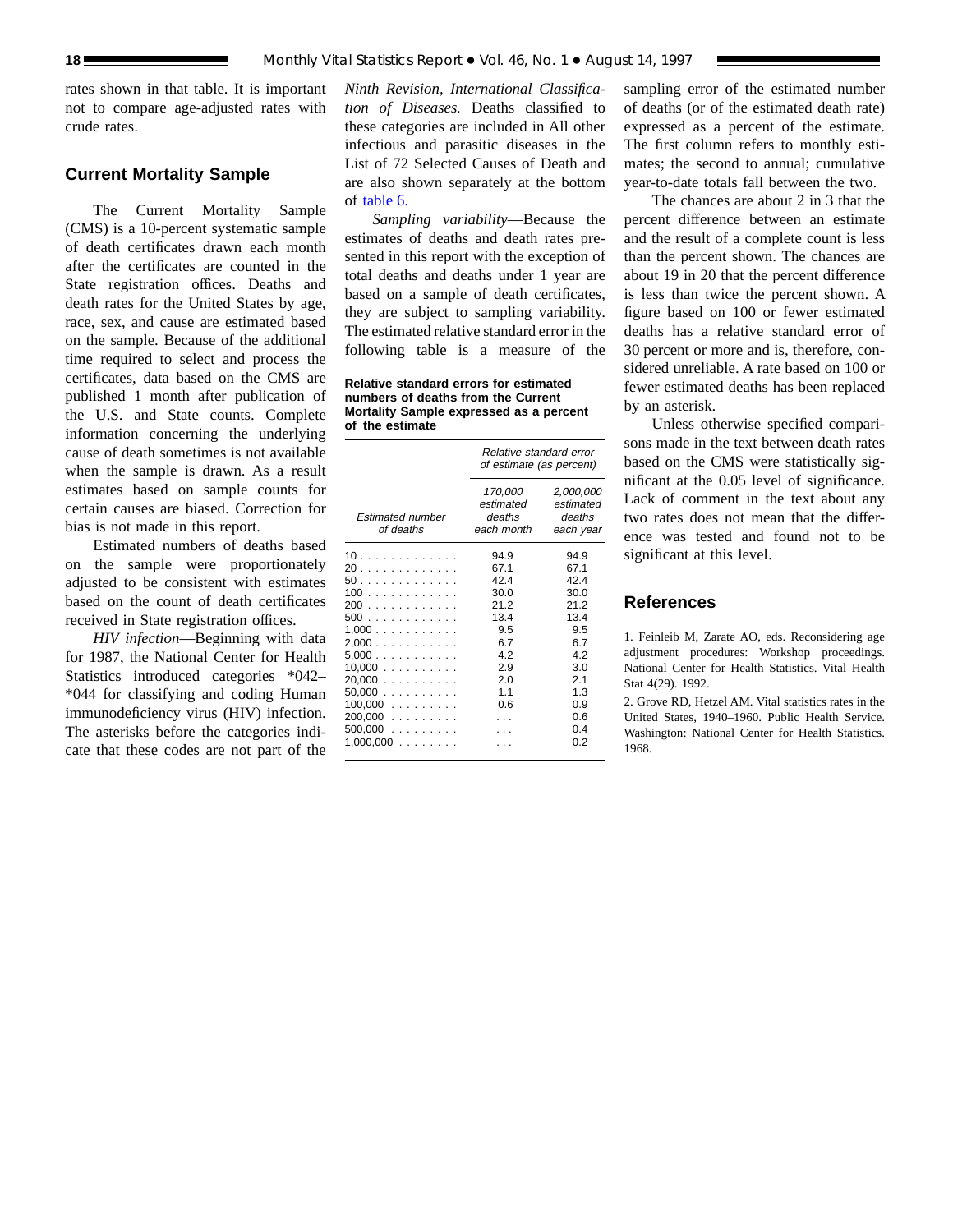rates shown in that table. It is important not to compare age-adjusted rates with crude rates.

## Current Mortality Sample

The Current Mortality Sample (CMS) is a 10-percent systematic sample of death certificates drawn each month after the certificates are counted in the State registration offices. Deaths and death rates for the United States by age, race, sex, and cause are estimated based on the sample. Because of the additional time required to select and process the certificates, data based on the CMS are published 1 month after publication of the U.S. and State counts. Complete information concerning the underlying cause of death sometimes is not available when the sample is drawn. As a result estimates based on sample counts for certain causes are biased. Correction for bias is not made in this report.

Estimated numbers of deaths based on the sample were proportionately adjusted to be consistent with estimates based on the count of death certificates received in State registration offices.

*HIV infection*—Beginning with data for 1987, the National Center for Health Statistics introduced categories *042–*044 for classifying and coding Human immunodeficiency virus (HIV) infection. The asterisks before the categories indicate that these codes are not part of the *Ninth Revision, International Classification of Diseases.* Deaths classified to these categories are included in All other infectious and parasitic diseases in the List of 72 Selected Causes of Death and are also shown separately at the bottom of table 6.

*Sampling variability*—Because the estimates of deaths and death rates presented in this report with the exception of total deaths and deaths under 1 year are based on a sample of death certificates, they are subject to sampling variability. The estimated relative standard error in the following table is a measure of the sampling error of the estimated number of deaths (or of the estimated death rate) expressed as a percent of the estimate. The first column refers to monthly estimates; the second to annual; cumulative year-to-date totals fall between the two.

**Relative standard errors for estimated numbers of deaths from the Current Mortality Sample expressed as a percent of the estimate**

| *Estimated number of deaths* | *Relative standard error of estimate (as percent)* | |
|---|---|---|
| | *170,000 estimated deaths each month* | *2,000,000 estimated deaths each year* |
| 10 | 94.9 | 94.9 |
| 20 | 67.1 | 67.1 |
| 50 | 42.4 | 42.4 |
| 100 | 30.0 | 30.0 |
| 200 | 21.2 | 21.2 |
| 500 | 13.4 | 13.4 |
| 1,000 | 9.5 | 9.5 |
| 2,000 | 6.7 | 6.7 |
| 5,000 | 4.2 | 4.2 |
| 10,000 | 2.9 | 3.0 |
| 20,000 | 2.0 | 2.1 |
| 50,000 | 1.1 | 1.3 |
| 100,000 | 0.6 | 0.9 |
| 200,000 | . . . | 0.6 |
| 500,000 | . . . | 0.4 |
| 1,000,000 | . . . | 0.2 |

The chances are about 2 in 3 that the percent difference between an estimate and the result of a complete count is less than the percent shown. The chances are about 19 in 20 that the percent difference is less than twice the percent shown. A figure based on 100 or fewer estimated deaths has a relative standard error of 30 percent or more and is, therefore, considered unreliable. A rate based on 100 or fewer estimated deaths has been replaced by an asterisk.

Unless otherwise specified comparisons made in the text between death rates based on the CMS were statistically significant at the 0.05 level of significance. Lack of comment in the text about any two rates does not mean that the difference was tested and found not to be significant at this level.

## References

1. Feinleib M, Zarate AO, eds. Reconsidering age adjustment procedures: Workshop proceedings. National Center for Health Statistics. Vital Health Stat 4(29). 1992.

2. Grove RD, Hetzel AM. Vital statistics rates in the United States, 1940–1960. Public Health Service. Washington: National Center for Health Statistics. 1968.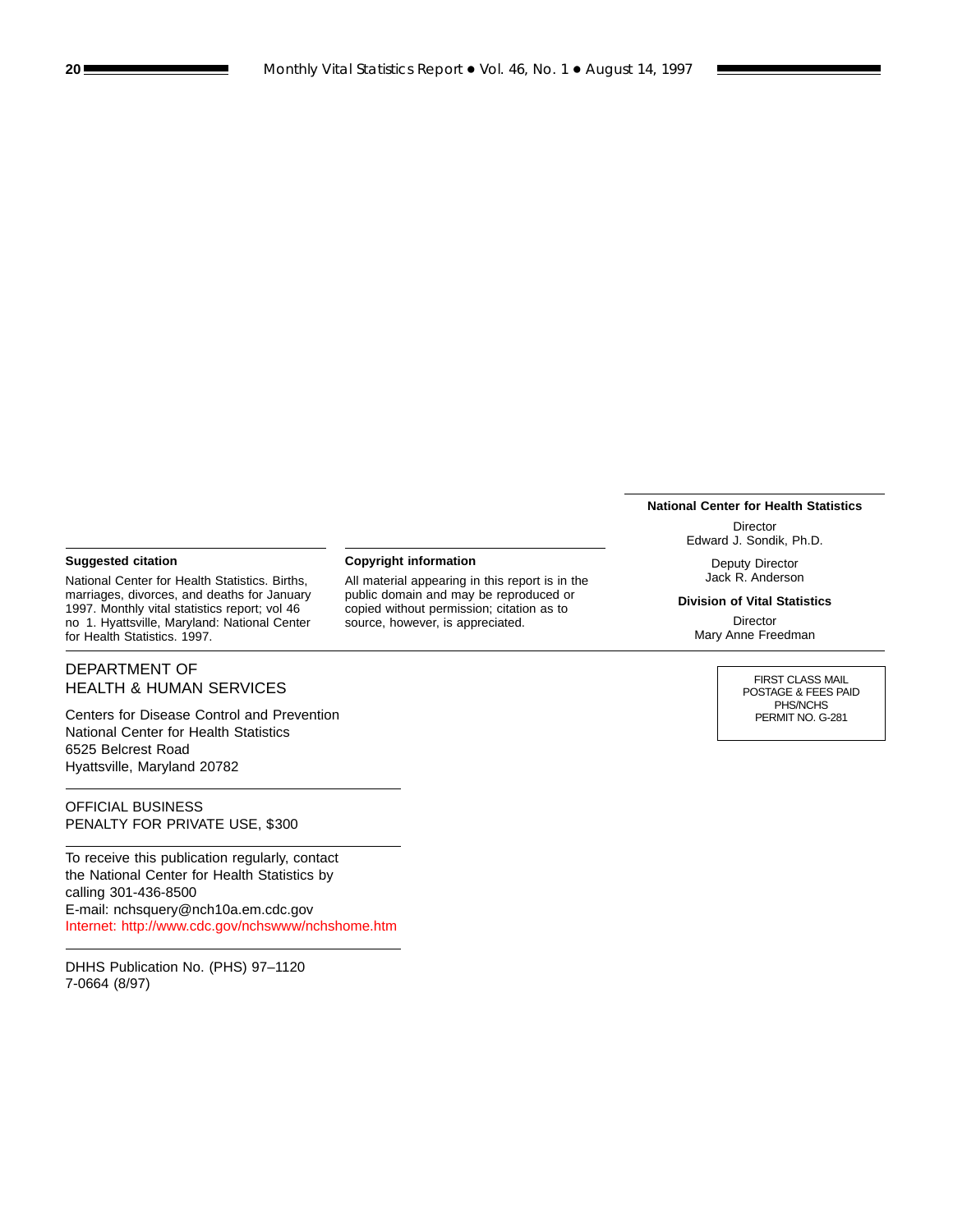**National Center for Health Statistics**

Director
Edward J. Sondik, Ph.D.

Deputy Director
Jack R. Anderson

**Division of Vital Statistics**

Director
Mary Anne Freedman

**Suggested citation**

National Center for Health Statistics. Births, marriages, divorces, and deaths for January 1997. Monthly vital statistics report; vol 46 no 1. Hyattsville, Maryland: National Center for Health Statistics. 1997.

**Copyright information**

All material appearing in this report is in the public domain and may be reproduced or copied without permission; citation as to source, however, is appreciated.

DEPARTMENT OF
HEALTH & HUMAN SERVICES

Centers for Disease Control and Prevention
National Center for Health Statistics
6525 Belcrest Road
Hyattsville, Maryland 20782

OFFICIAL BUSINESS
PENALTY FOR PRIVATE USE, $300

To receive this publication regularly, contact the National Center for Health Statistics by calling 301-436-8500
E-mail: nchsquery@nch10a.em.cdc.gov
Internet: http://www.cdc.gov/nchswww/nchshome.htm

DHHS Publication No. (PHS) 97–1120
7-0664 (8/97)

FIRST CLASS MAIL
POSTAGE & FEES PAID
PHS/NCHS
PERMIT NO. G-281